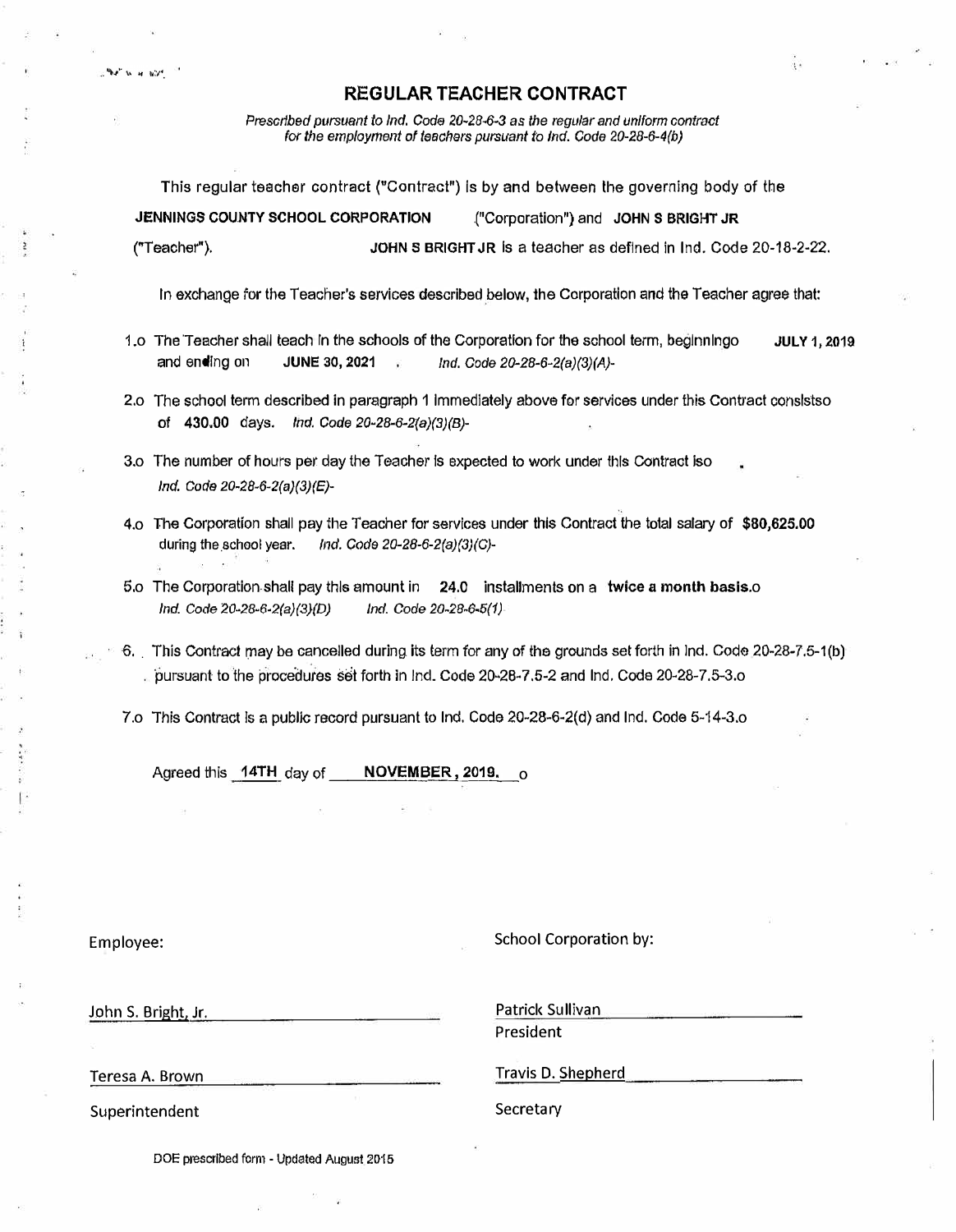# REGULAR TEACHER CONTRACT

*Prescribed pursuant to Ind. Code 20-28-6-3 as the regular and uniform contract for the employment of teachers pursuant to Ind. Code 20-28-6-4(b)*

This regular teacher contract ("Contract") is by and between the governing body of the **JENNINGS COUNTY SCHOOL CORPORATION** ("Corporation") and **JOHN S BRIGHT JR** ("Teacher"). **JOHN S BRIGHT JR** is a teacher as defined in Ind. Code 20-18-2-22.

In exchange for the Teacher's services described below, the Corporation and the Teacher agree that:

1.o The Teacher shall teach in the schools of the Corporation for the school term, beginningo **JULY 1, 2019** and ending on **JUNE 30, 2021** . *Ind. Code 20-28-6-2(a)(3)(A)-*

2.o The school term described in paragraph 1 immediately above for services under this Contract consistso of **430.00** days. *Ind. Code 20-28-6-2(a)(3)(B)-*

3.o The number of hours per day the Teacher is expected to work under this Contract iso . *Ind. Code 20-28-6-2(a)(3)(E)-*

4.o The Corporation shall pay the Teacher for services under this Contract the total salary of **$80,625.00** during the school year. *Ind. Code 20-28-6-2(a)(3)(C)-*

5.o The Corporation shall pay this amount in **24.0** installments on a **twice a month basis**.o *Ind. Code 20-28-6-2(a)(3)(D)* *Ind. Code 20-28-6-5(1)*

6. This Contract may be cancelled during its term for any of the grounds set forth in Ind. Code 20-28-7.5-1(b) pursuant to the procedures set forth in Ind. Code 20-28-7.5-2 and Ind. Code 20-28-7.5-3.o

7.o This Contract is a public record pursuant to Ind. Code 20-28-6-2(d) and Ind. Code 5-14-3.o

Agreed this **14TH** day of **NOVEMBER, 2019.** o

Employee:

John S. Bright, Jr.

Teresa A. Brown

Superintendent

School Corporation by:

Patrick Sullivan

President

Travis D. Shepherd

Secretary

DOE prescribed form - Updated August 2015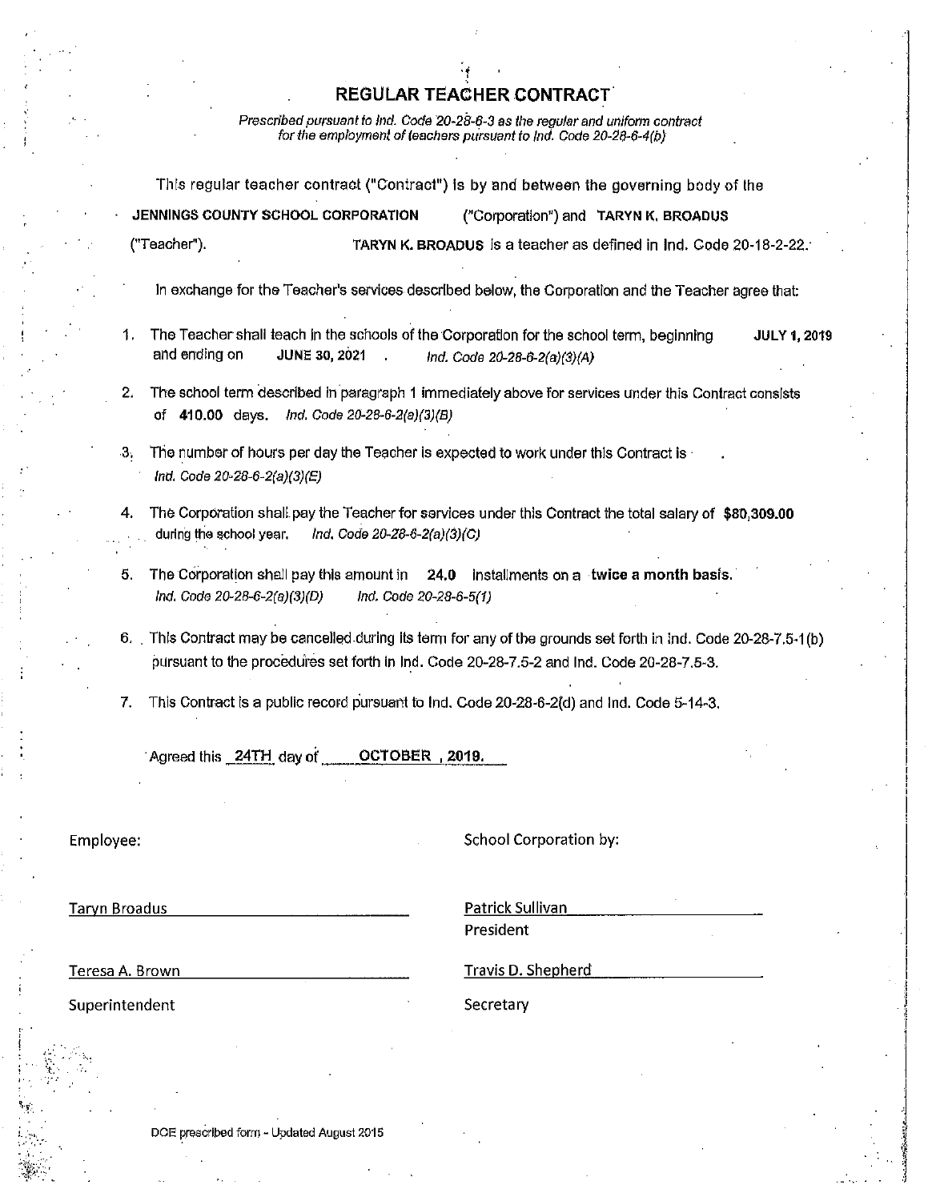# REGULAR TEACHER CONTRACT

*Prescribed pursuant to Ind. Code 20-28-6-3 as the regular and uniform contract for the employment of teachers pursuant to Ind. Code 20-28-6-4(b)*

This regular teacher contract ("Contract") is by and between the governing body of the **JENNINGS COUNTY SCHOOL CORPORATION** ("Corporation") and **TARYN K. BROADUS** ("Teacher"). **TARYN K. BROADUS** is a teacher as defined in Ind. Code 20-18-2-22.

In exchange for the Teacher's services described below, the Corporation and the Teacher agree that:

1. The Teacher shall teach in the schools of the Corporation for the school term, beginning **JULY 1, 2019** and ending on **JUNE 30, 2021** . *Ind. Code 20-28-6-2(a)(3)(A)*
2. The school term described in paragraph 1 immediately above for services under this Contract consists of **410.00** days. *Ind. Code 20-28-6-2(a)(3)(B)*
3. The number of hours per day the Teacher is expected to work under this Contract is . *Ind. Code 20-28-6-2(a)(3)(E)*
4. The Corporation shall pay the Teacher for services under this Contract the total salary of **$80,309.00** during the school year. *Ind. Code 20-28-6-2(a)(3)(C)*
5. The Corporation shall pay this amount in **24.0** installments on a **twice a month basis.** *Ind. Code 20-28-6-2(a)(3)(D)* *Ind. Code 20-28-6-5(1)*
6. This Contract may be cancelled during its term for any of the grounds set forth in Ind. Code 20-28-7.5-1(b) pursuant to the procedures set forth in Ind. Code 20-28-7.5-2 and Ind. Code 20-28-7.5-3.
7. This Contract is a public record pursuant to Ind. Code 20-28-6-2(d) and Ind. Code 5-14-3.

Agreed this 24TH day of **OCTOBER , 2019.**

Employee:

Taryn Broadus

Teresa A. Brown

Superintendent

School Corporation by:

Patrick Sullivan

President

Travis D. Shepherd

Secretary

DOE prescribed form - Updated August 2015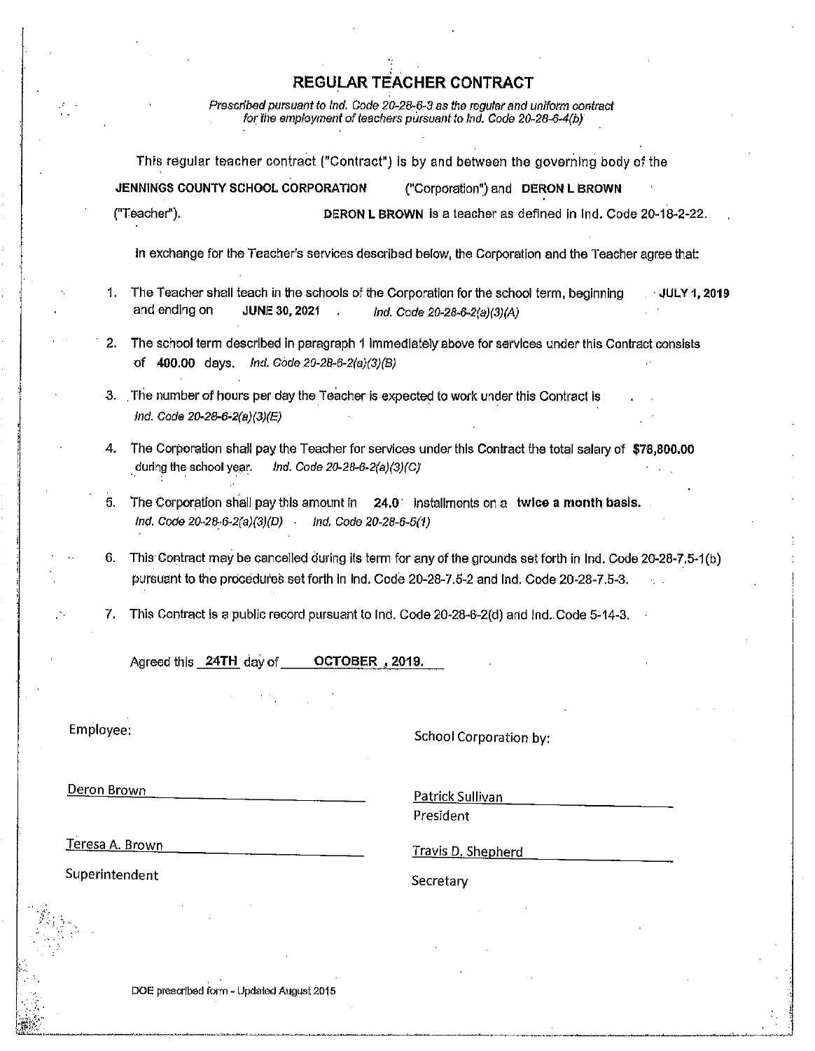# REGULAR TEACHER CONTRACT

*Prescribed pursuant to Ind. Code 20-28-6-3 as the regular and uniform contract for the employment of teachers pursuant to Ind. Code 20-28-6-4(b)*

This regular teacher contract ("Contract") is by and between the governing body of the **JENNINGS COUNTY SCHOOL CORPORATION** ("Corporation") and **DERON L BROWN** ("Teacher"). **DERON L BROWN** is a teacher as defined in Ind. Code 20-18-2-22.

In exchange for the Teacher's services described below, the Corporation and the Teacher agree that:

1. The Teacher shall teach in the schools of the Corporation for the school term, beginning **JULY 1, 2019** and ending on **JUNE 30, 2021** . *Ind. Code 20-28-6-2(a)(3)(A)*

2. The school term described in paragraph 1 immediately above for services under this Contract consists of **400.00** days. *Ind. Code 20-28-6-2(a)(3)(B)*

3. The number of hours per day the Teacher is expected to work under this Contract is . *Ind. Code 20-28-6-2(a)(3)(E)*

4. The Corporation shall pay the Teacher for services under this Contract the total salary of **$78,800.00** during the school year. *Ind. Code 20-28-6-2(a)(3)(C)*

5. The Corporation shall pay this amount in **24.0** installments on a **twice a month basis.** *Ind. Code 20-28-6-2(a)(3)(D)* · *Ind. Code 20-28-6-5(1)*

6. This Contract may be cancelled during its term for any of the grounds set forth in Ind. Code 20-28-7.5-1(b) pursuant to the procedures set forth in Ind. Code 20-28-7.5-2 and Ind. Code 20-28-7.5-3.

7. This Contract is a public record pursuant to Ind. Code 20-28-6-2(d) and Ind. Code 5-14-3.

Agreed this **24TH** day of **OCTOBER , 2019.**

Employee:

Deron Brown

Teresa A. Brown

Superintendent

School Corporation by:

Patrick Sullivan

President

Travis D. Shepherd

Secretary

DOE prescribed form - Updated August 2015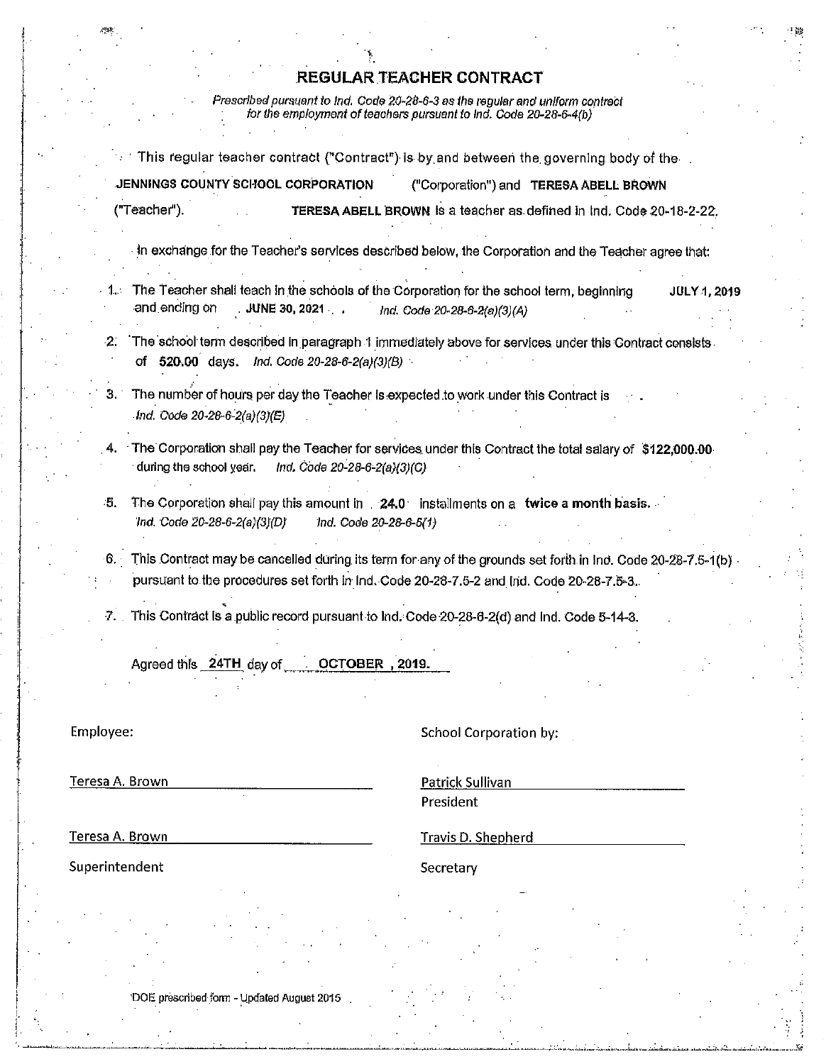# REGULAR TEACHER CONTRACT

*Prescribed pursuant to Ind. Code 20-28-6-3 as the regular and uniform contract for the employment of teachers pursuant to Ind. Code 20-28-6-4(b)*

This regular teacher contract ("Contract") is by and between the governing body of the **JENNINGS COUNTY SCHOOL CORPORATION** ("Corporation") and **TERESA ABELL BROWN** ("Teacher"). **TERESA ABELL BROWN** is a teacher as defined in Ind. Code 20-18-2-22.

In exchange for the Teacher's services described below, the Corporation and the Teacher agree that:

1. The Teacher shall teach in the schools of the Corporation for the school term, beginning **JULY 1, 2019** and ending on **JUNE 30, 2021**. *Ind. Code 20-28-6-2(a)(3)(A)*

2. The school term described in paragraph 1 immediately above for services under this Contract consists of **520.00** days. *Ind. Code 20-28-6-2(a)(3)(B)*

3. The number of hours per day the Teacher is expected to work under this Contract is . *Ind. Code 20-28-6-2(a)(3)(E)*

4. The Corporation shall pay the Teacher for services under this Contract the total salary of **$122,000.00** during the school year. *Ind. Code 20-28-6-2(a)(3)(C)*

5. The Corporation shall pay this amount in **24.0** installments on a **twice a month basis.** *Ind. Code 20-28-6-2(a)(3)(D) Ind. Code 20-28-6-5(1)*

6. This Contract may be cancelled during its term for any of the grounds set forth in Ind. Code 20-28-7.5-1(b) pursuant to the procedures set forth in Ind. Code 20-28-7.5-2 and Ind. Code 20-28-7.5-3.

7. This Contract is a public record pursuant to Ind. Code 20-28-6-2(d) and Ind. Code 5-14-3.

Agreed this **24TH** day of **OCTOBER , 2019.**

| Employee: | School Corporation by: |
|---|---|
| Teresa A. Brown | Patrick Sullivan |
| | President |
| Teresa A. Brown | Travis D. Shepherd |
| Superintendent | Secretary |

DOE prescribed form - Updated August 2015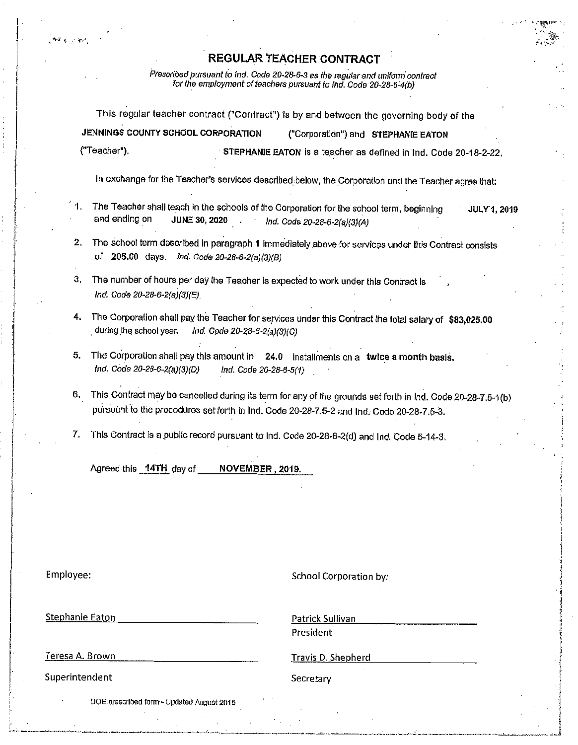# REGULAR TEACHER CONTRACT

*Prescribed pursuant to Ind. Code 20-28-6-3 as the regular and uniform contract for the employment of teachers pursuant to Ind. Code 20-28-6-4(b)*

This regular teacher contract ("Contract") is by and between the governing body of the **JENNINGS COUNTY SCHOOL CORPORATION** ("Corporation") and **STEPHANIE EATON** ("Teacher"). **STEPHANIE EATON** is a teacher as defined in Ind. Code 20-18-2-22.

In exchange for the Teacher's services described below, the Corporation and the Teacher agree that:

1. The Teacher shall teach in the schools of the Corporation for the school term, beginning **JULY 1, 2019** and ending on **JUNE 30, 2020** . *Ind. Code 20-28-6-2(a)(3)(A)*
2. The school term described in paragraph 1 immediately above for services under this Contract consists of **205.00** days. *Ind. Code 20-28-6-2(a)(3)(B)*
3. The number of hours per day the Teacher is expected to work under this Contract is , *Ind. Code 20-28-6-2(a)(3)(E).*
4. The Corporation shall pay the Teacher for services under this Contract the total salary of **$83,025.00** during the school year. *Ind. Code 20-28-6-2(a)(3)(C)*
5. The Corporation shall pay this amount in **24.0** installments on a **twice a month basis.** *Ind. Code 20-28-6-2(a)(3)(D) Ind. Code 20-28-6-5(1)*
6. This Contract may be cancelled during its term for any of the grounds set forth in Ind. Code 20-28-7.5-1(b) pursuant to the procedures set forth in Ind. Code 20-28-7.5-2 and Ind. Code 20-28-7.5-3.
7. This Contract is a public record pursuant to Ind. Code 20-28-6-2(d) and Ind. Code 5-14-3.

Agreed this **14TH** day of **NOVEMBER , 2019.**

Employee:

Stephanie Eaton

Teresa A. Brown
Superintendent

School Corporation by:

Patrick Sullivan
President

Travis D. Shepherd
Secretary

DOE prescribed form - Updated August 2015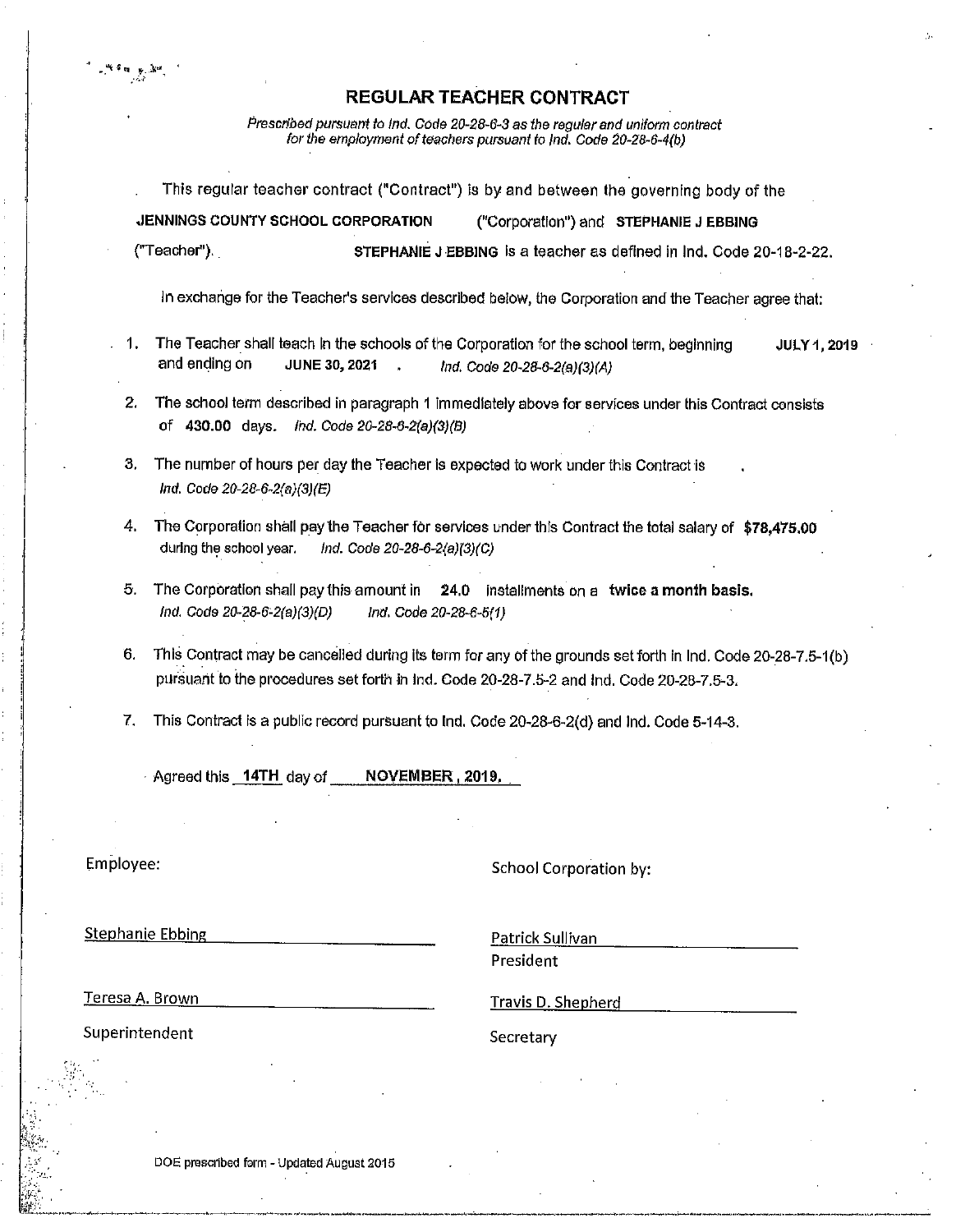# REGULAR TEACHER CONTRACT

*Prescribed pursuant to Ind. Code 20-28-6-3 as the regular and uniform contract for the employment of teachers pursuant to Ind. Code 20-28-6-4(b)*

This regular teacher contract ("Contract") is by and between the governing body of the **JENNINGS COUNTY SCHOOL CORPORATION** ("Corporation") and **STEPHANIE J EBBING** ("Teacher"). **STEPHANIE J EBBING** is a teacher as defined in Ind. Code 20-18-2-22.

In exchange for the Teacher's services described below, the Corporation and the Teacher agree that:

1. The Teacher shall teach in the schools of the Corporation for the school term, beginning **JULY 1, 2019** and ending on **JUNE 30, 2021** . *Ind. Code 20-28-6-2(a)(3)(A)*
2. The school term described in paragraph 1 immediately above for services under this Contract consists of **430.00** days. *Ind. Code 20-28-6-2(a)(3)(B)*
3. The number of hours per day the Teacher is expected to work under this Contract is . *Ind. Code 20-28-6-2(a)(3)(E)*
4. The Corporation shall pay the Teacher for services under this Contract the total salary of **$78,475.00** during the school year. *Ind. Code 20-28-6-2(a)(3)(C)*
5. The Corporation shall pay this amount in **24.0** installments on a **twice a month basis.** *Ind. Code 20-28-6-2(a)(3)(D)* *Ind. Code 20-28-6-5(1)*
6. This Contract may be cancelled during its term for any of the grounds set forth in Ind. Code 20-28-7.5-1(b) pursuant to the procedures set forth in Ind. Code 20-28-7.5-2 and Ind. Code 20-28-7.5-3.
7. This Contract is a public record pursuant to Ind. Code 20-28-6-2(d) and Ind. Code 5-14-3.

Agreed this **14TH** day of **NOVEMBER , 2019.**

Employee:

Stephanie Ebbing

Teresa A. Brown
Superintendent

School Corporation by:

Patrick Sullivan
President

Travis D. Shepherd
Secretary

DOE prescribed form - Updated August 2015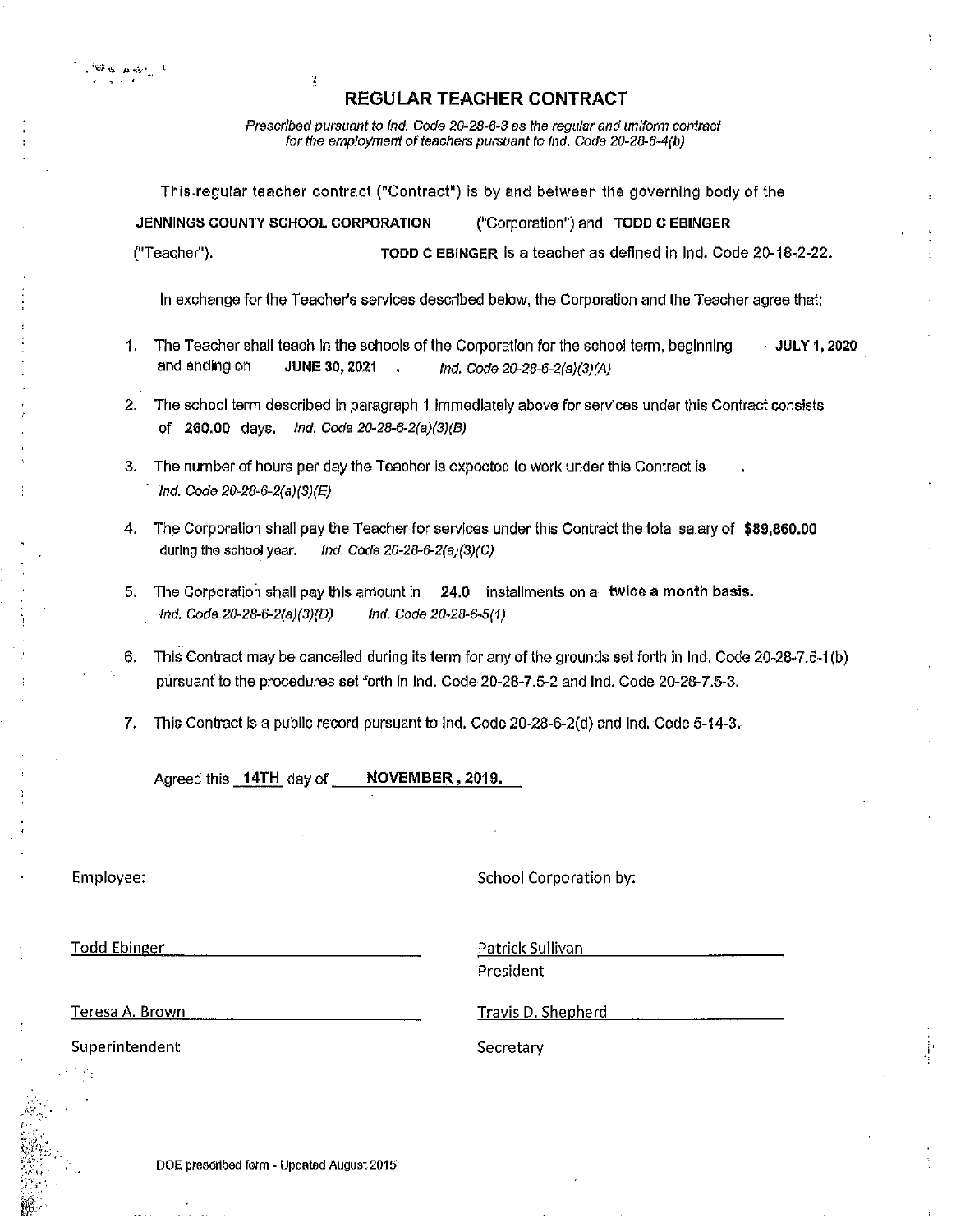# REGULAR TEACHER CONTRACT

*Prescribed pursuant to Ind. Code 20-28-6-3 as the regular and uniform contract for the employment of teachers pursuant to Ind. Code 20-28-6-4(b)*

This regular teacher contract ("Contract") is by and between the governing body of the **JENNINGS COUNTY SCHOOL CORPORATION** ("Corporation") and **TODD C EBINGER** ("Teacher"). **TODD C EBINGER** is a teacher as defined in Ind. Code 20-18-2-22.

In exchange for the Teacher's services described below, the Corporation and the Teacher agree that:

1. The Teacher shall teach in the schools of the Corporation for the school term, beginning **JULY 1, 2020** and ending on **JUNE 30, 2021** . *Ind. Code 20-28-6-2(a)(3)(A)*

2. The school term described in paragraph 1 immediately above for services under this Contract consists of **260.00** days. *Ind. Code 20-28-6-2(a)(3)(B)*

3. The number of hours per day the Teacher is expected to work under this Contract is . *Ind. Code 20-28-6-2(a)(3)(E)*

4. The Corporation shall pay the Teacher for services under this Contract the total salary of **$89,860.00** during the school year. *Ind. Code 20-28-6-2(a)(3)(C)*

5. The Corporation shall pay this amount in **24.0** installments on a **twice a month basis.** *Ind. Code 20-28-6-2(a)(3)(D) Ind. Code 20-28-6-5(1)*

6. This Contract may be cancelled during its term for any of the grounds set forth in Ind. Code 20-28-7.5-1(b) pursuant to the procedures set forth in Ind. Code 20-28-7.5-2 and Ind. Code 20-28-7.5-3.

7. This Contract is a public record pursuant to Ind. Code 20-28-6-2(d) and Ind. Code 5-14-3.

Agreed this **14TH** day of **NOVEMBER , 2019.**

Employee:

Todd Ebinger

Teresa A. Brown
Superintendent

School Corporation by:

Patrick Sullivan
President

Travis D. Shepherd
Secretary

DOE prescribed form - Updated August 2015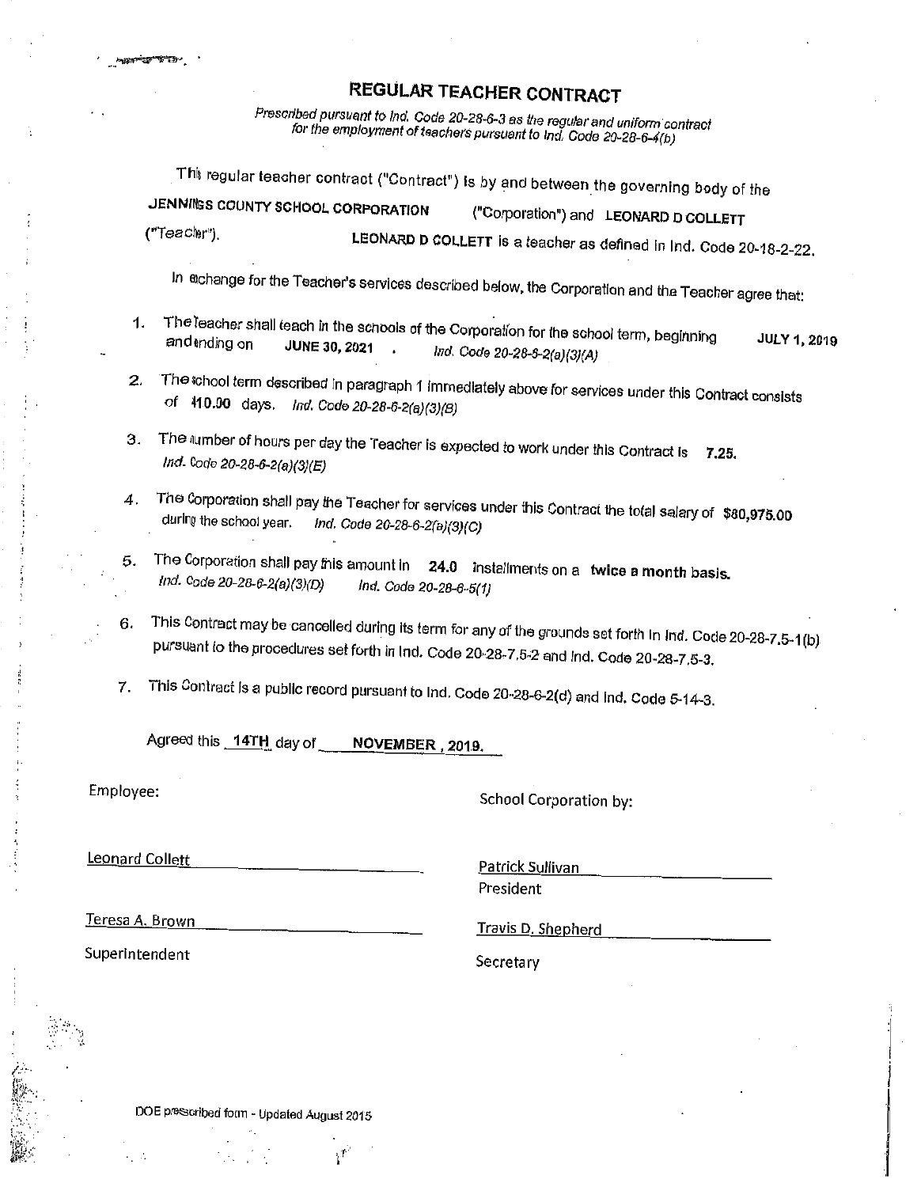# REGULAR TEACHER CONTRACT

*Prescribed pursuant to Ind. Code 20-28-6-3 as the regular and uniform contract for the employment of teachers pursuant to Ind. Code 20-28-6-4(b)*

This regular teacher contract ("Contract") is by and between the governing body of the **JENNINGS COUNTY SCHOOL CORPORATION** ("Corporation") and **LEONARD D COLLETT** ("Teacher"). **LEONARD D COLLETT** is a teacher as defined in Ind. Code 20-18-2-22.

In exchange for the Teacher's services described below, the Corporation and the Teacher agree that:

1. The Teacher shall teach in the schools of the Corporation for the school term, beginning **JULY 1, 2019** and ending on **JUNE 30, 2021** . *Ind. Code 20-28-6-2(a)(3)(A)*
2. The school term described in paragraph 1 immediately above for services under this Contract consists of **410.00** days. *Ind. Code 20-28-6-2(a)(3)(B)*
3. The number of hours per day the Teacher is expected to work under this Contract is **7.25**. *Ind. Code 20-28-6-2(a)(3)(E)*
4. The Corporation shall pay the Teacher for services under this Contract the total salary of **$80,975.00** during the school year. *Ind. Code 20-28-6-2(a)(3)(C)*
5. The Corporation shall pay this amount in **24.0** installments on a **twice a month basis.** *Ind. Code 20-28-6-2(a)(3)(D)* *Ind. Code 20-28-6-5(1)*
6. This Contract may be cancelled during its term for any of the grounds set forth in Ind. Code 20-28-7.5-1(b) pursuant to the procedures set forth in Ind. Code 20-28-7.5-2 and Ind. Code 20-28-7.5-3.
7. This Contract is a public record pursuant to Ind. Code 20-28-6-2(d) and Ind. Code 5-14-3.

Agreed this **14TH** day of **NOVEMBER , 2019.**

| Employee: | School Corporation by: |
|---|---|
| Leonard Collett | Patrick Sullivan<br>President |
| Teresa A. Brown<br>Superintendent | Travis D. Shepherd<br>Secretary |

DOE prescribed form - Updated August 2015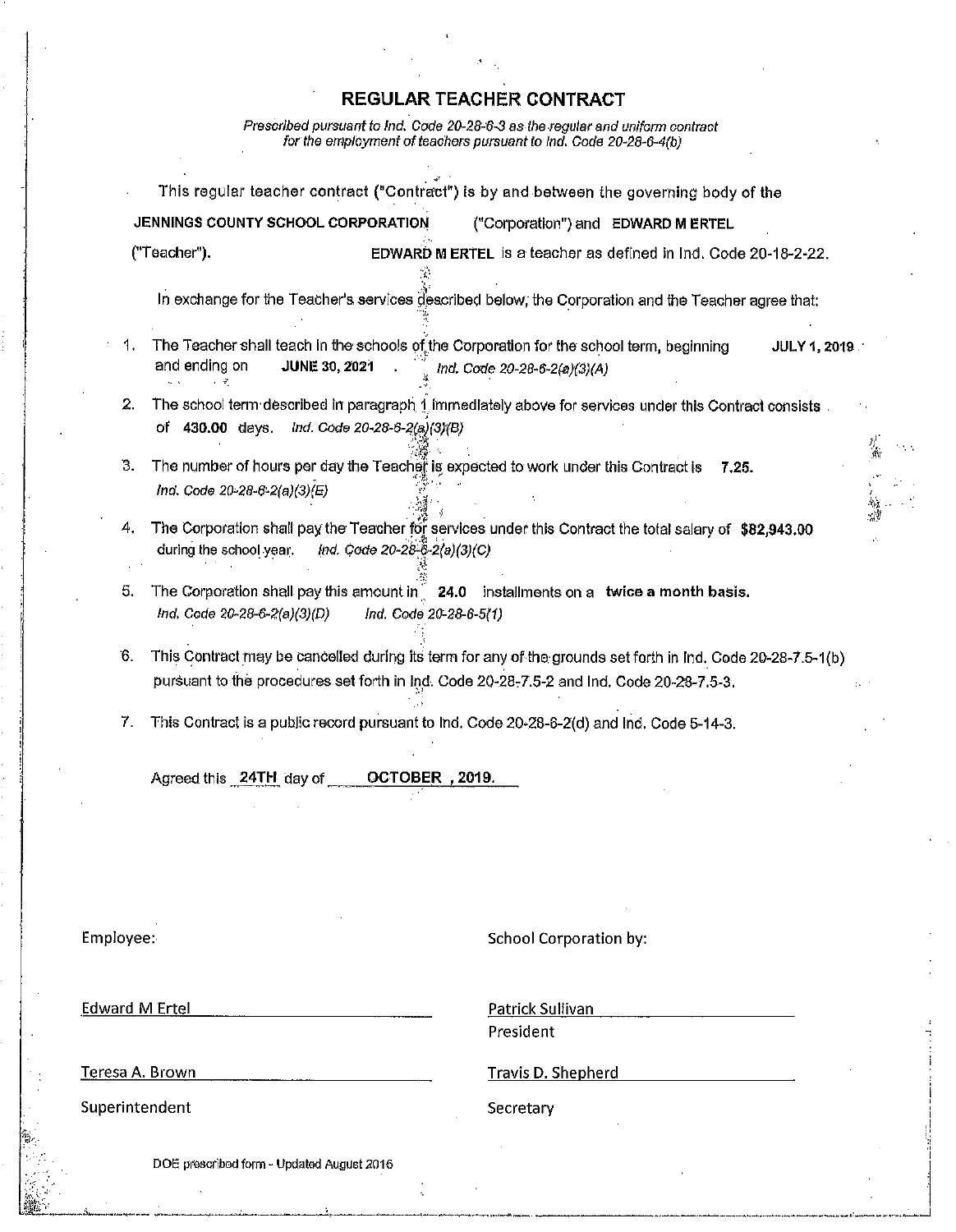# REGULAR TEACHER CONTRACT

*Prescribed pursuant to Ind. Code 20-28-6-3 as the regular and uniform contract for the employment of teachers pursuant to Ind. Code 20-28-6-4(b)*

This regular teacher contract ("Contract") is by and between the governing body of the **JENNINGS COUNTY SCHOOL CORPORATION** ("Corporation") and **EDWARD M ERTEL** ("Teacher"). **EDWARD M ERTEL** is a teacher as defined in Ind. Code 20-18-2-22.

In exchange for the Teacher's services described below, the Corporation and the Teacher agree that:

1. The Teacher shall teach in the schools of the Corporation for the school term, beginning **JULY 1, 2019** and ending on **JUNE 30, 2021**. *Ind. Code 20-28-6-2(a)(3)(A)*
2. The school term described in paragraph 1 immediately above for services under this Contract consists of **430.00** days. *Ind. Code 20-28-6-2(a)(3)(B)*
3. The number of hours per day the Teacher is expected to work under this Contract is **7.25**. *Ind. Code 20-28-6-2(a)(3)(E)*
4. The Corporation shall pay the Teacher for services under this Contract the total salary of **$82,943.00** during the school year. *Ind. Code 20-28-6-2(a)(3)(C)*
5. The Corporation shall pay this amount in **24.0** installments on a **twice a month basis.** *Ind. Code 20-28-6-2(a)(3)(D)* *Ind. Code 20-28-6-5(1)*
6. This Contract may be cancelled during its term for any of the grounds set forth in Ind. Code 20-28-7.5-1(b) pursuant to the procedures set forth in Ind. Code 20-28-7.5-2 and Ind. Code 20-28-7.5-3.
7. This Contract is a public record pursuant to Ind. Code 20-28-6-2(d) and Ind. Code 5-14-3.

Agreed this **24TH** day of **OCTOBER , 2019.**

Employee:

Edward M Ertel

Teresa A. Brown
Superintendent

School Corporation by:

Patrick Sullivan
President

Travis D. Shepherd
Secretary

DOE prescribed form - Updated August 2016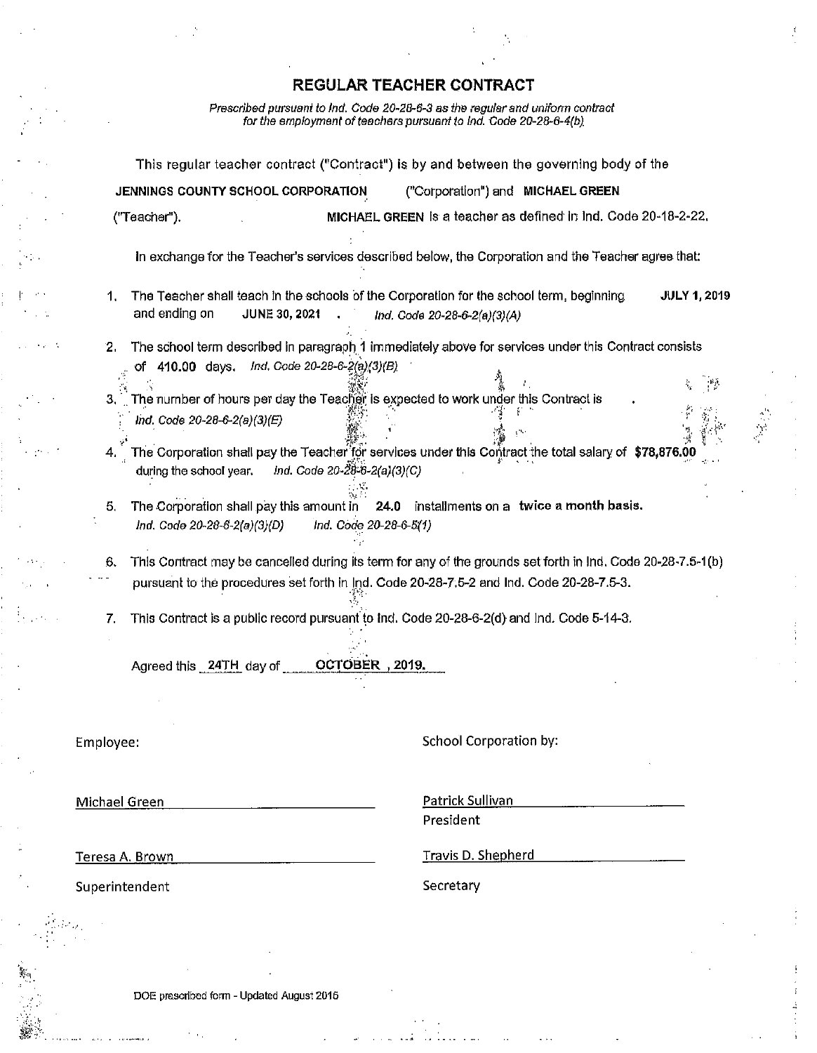# REGULAR TEACHER CONTRACT

*Prescribed pursuant to Ind. Code 20-28-6-3 as the regular and uniform contract for the employment of teachers pursuant to Ind. Code 20-28-6-4(b).*

This regular teacher contract ("Contract") is by and between the governing body of the **JENNINGS COUNTY SCHOOL CORPORATION** ("Corporation") and **MICHAEL GREEN** ("Teacher"). **MICHAEL GREEN** is a teacher as defined in Ind. Code 20-18-2-22.

In exchange for the Teacher's services described below, the Corporation and the Teacher agree that:

1. The Teacher shall teach in the schools of the Corporation for the school term, beginning **JULY 1, 2019** and ending on **JUNE 30, 2021** . *Ind. Code 20-28-6-2(a)(3)(A)*

2. The school term described in paragraph 1 immediately above for services under this Contract consists of **410.00** days. *Ind. Code 20-28-6-2(a)(3)(B)*

3. The number of hours per day the Teacher is expected to work under this Contract is . *Ind. Code 20-28-6-2(a)(3)(E)*

4. The Corporation shall pay the Teacher for services under this Contract the total salary of **$78,876.00** during the school year. *Ind. Code 20-28-6-2(a)(3)(C)*

5. The Corporation shall pay this amount in **24.0** installments on a **twice a month basis.** *Ind. Code 20-28-6-2(a)(3)(D) Ind. Code 20-28-6-5(1)*

6. This Contract may be cancelled during its term for any of the grounds set forth in Ind. Code 20-28-7.5-1(b) pursuant to the procedures set forth in Ind. Code 20-28-7.5-2 and Ind. Code 20-28-7.5-3.

7. This Contract is a public record pursuant to Ind. Code 20-28-6-2(d) and Ind. Code 5-14-3.

Agreed this **24TH** day of **OCTOBER , 2019.**

| Employee: | School Corporation by: |
|---|---|
| Michael Green | Patrick Sullivan<br>President |
| Teresa A. Brown<br>Superintendent | Travis D. Shepherd<br>Secretary |

DOE prescribed form - Updated August 2016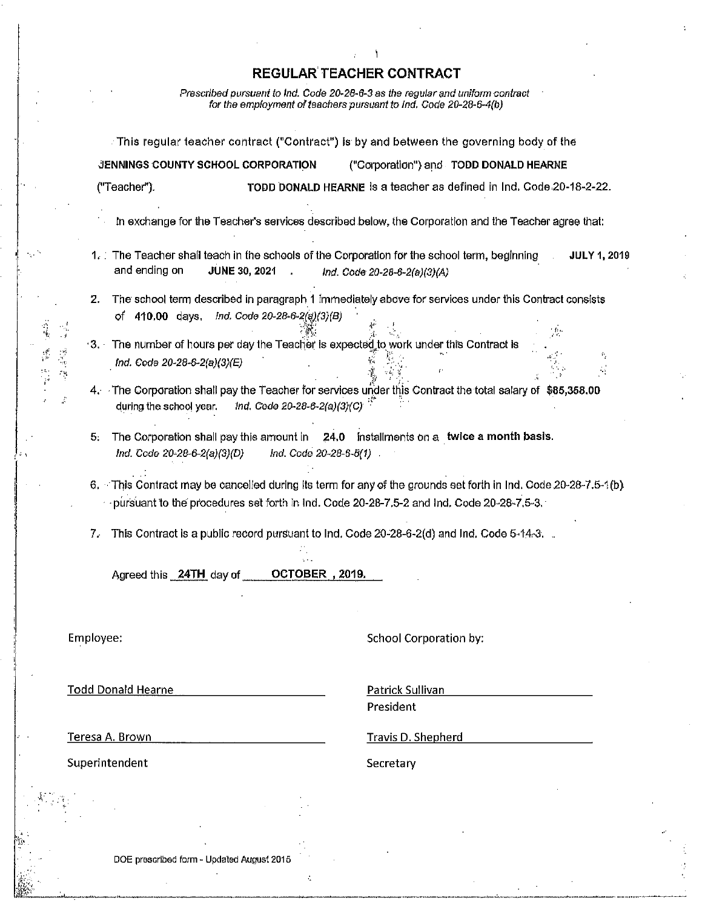# REGULAR TEACHER CONTRACT

*Prescribed pursuant to Ind. Code 20-28-6-3 as the regular and uniform contract for the employment of teachers pursuant to Ind. Code 20-28-6-4(b)*

This regular teacher contract ("Contract") is by and between the governing body of the **JENNINGS COUNTY SCHOOL CORPORATION** ("Corporation") and **TODD DONALD HEARNE** ("Teacher"). **TODD DONALD HEARNE** is a teacher as defined in Ind. Code 20-18-2-22.

In exchange for the Teacher's services described below, the Corporation and the Teacher agree that:

1. The Teacher shall teach in the schools of the Corporation for the school term, beginning **JULY 1, 2019** and ending on **JUNE 30, 2021** . *Ind. Code 20-28-6-2(a)(3)(A)*
2. The school term described in paragraph 1 immediately above for services under this Contract consists of **410.00** days. *Ind. Code 20-28-6-2(a)(3)(B)*
3. The number of hours per day the Teacher is expected to work under this Contract is *Ind. Code 20-28-6-2(a)(3)(E)*
4. The Corporation shall pay the Teacher for services under this Contract the total salary of **$85,358.00** during the school year. *Ind. Code 20-28-6-2(a)(3)(C)*
5. The Corporation shall pay this amount in **24.0** installments on a **twice a month basis.** *Ind. Code 20-28-6-2(a)(3)(D)* *Ind. Code 20-28-6-5(1)*
6. This Contract may be cancelled during its term for any of the grounds set forth in Ind. Code 20-28-7.5-1(b) pursuant to the procedures set forth in Ind. Code 20-28-7.5-2 and Ind. Code 20-28-7.5-3.
7. This Contract is a public record pursuant to Ind. Code 20-28-6-2(d) and Ind. Code 5-14-3.

Agreed this **24TH** day of **OCTOBER , 2019.**

| Employee: | School Corporation by: |
|---|---|
| Todd Donald Hearne | Patrick Sullivan<br>President |
| Teresa A. Brown<br>Superintendent | Travis D. Shepherd<br>Secretary |

DOE prescribed form - Updated August 2015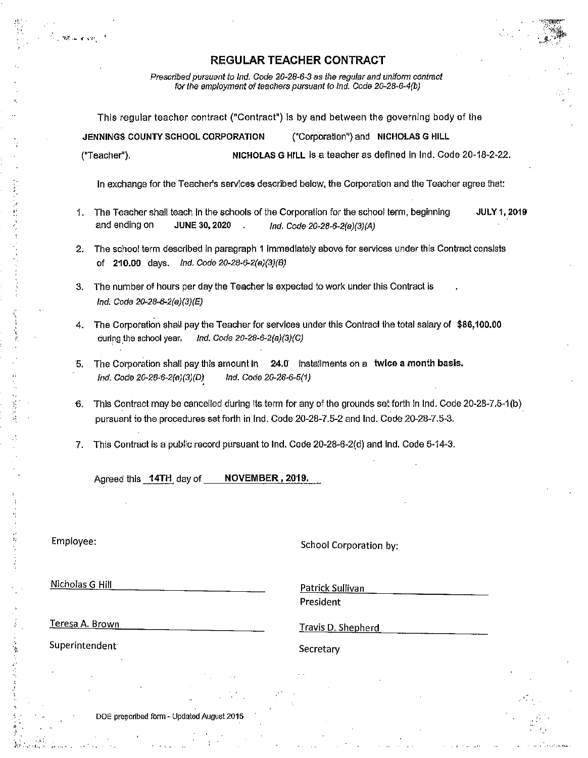# REGULAR TEACHER CONTRACT

*Prescribed pursuant to Ind. Code 20-28-6-3 as the regular and uniform contract for the employment of teachers pursuant to Ind. Code 20-28-6-4(b)*

This regular teacher contract ("Contract") is by and between the governing body of the **JENNINGS COUNTY SCHOOL CORPORATION** ("Corporation") and **NICHOLAS G HILL** ("Teacher"). **NICHOLAS G HILL** is a teacher as defined in Ind. Code 20-18-2-22.

In exchange for the Teacher's services described below, the Corporation and the Teacher agree that:

1. The Teacher shall teach in the schools of the Corporation for the school term, beginning **JULY 1, 2019** and ending on **JUNE 30, 2020** . *Ind. Code 20-28-6-2(a)(3)(A)*
2. The school term described in paragraph 1 immediately above for services under this Contract consists of **210.00** days. *Ind. Code 20-28-6-2(a)(3)(B)*
3. The number of hours per day the Teacher is expected to work under this Contract is . *Ind. Code 20-28-6-2(a)(3)(E)*
4. The Corporation shall pay the Teacher for services under this Contract the total salary of **$86,100.00** during the school year. *Ind. Code 20-28-6-2(a)(3)(C)*
5. The Corporation shall pay this amount in **24.0** installments on a **twice a month basis.** *Ind. Code 20-28-6-2(a)(3)(D)* *Ind. Code 20-28-6-5(1)*
6. This Contract may be cancelled during its term for any of the grounds set forth in Ind. Code 20-28-7.5-1(b) pursuant to the procedures set forth in Ind. Code 20-28-7.5-2 and Ind. Code 20-28-7.5-3.
7. This Contract is a public record pursuant to Ind. Code 20-28-6-2(d) and Ind. Code 5-14-3.

Agreed this **14TH** day of **NOVEMBER , 2019.**

Employee:

Nicholas G Hill

Teresa A. Brown
Superintendent

School Corporation by:

Patrick Sullivan
President

Travis D. Shepherd
Secretary

DOE prescribed form - Updated August 2015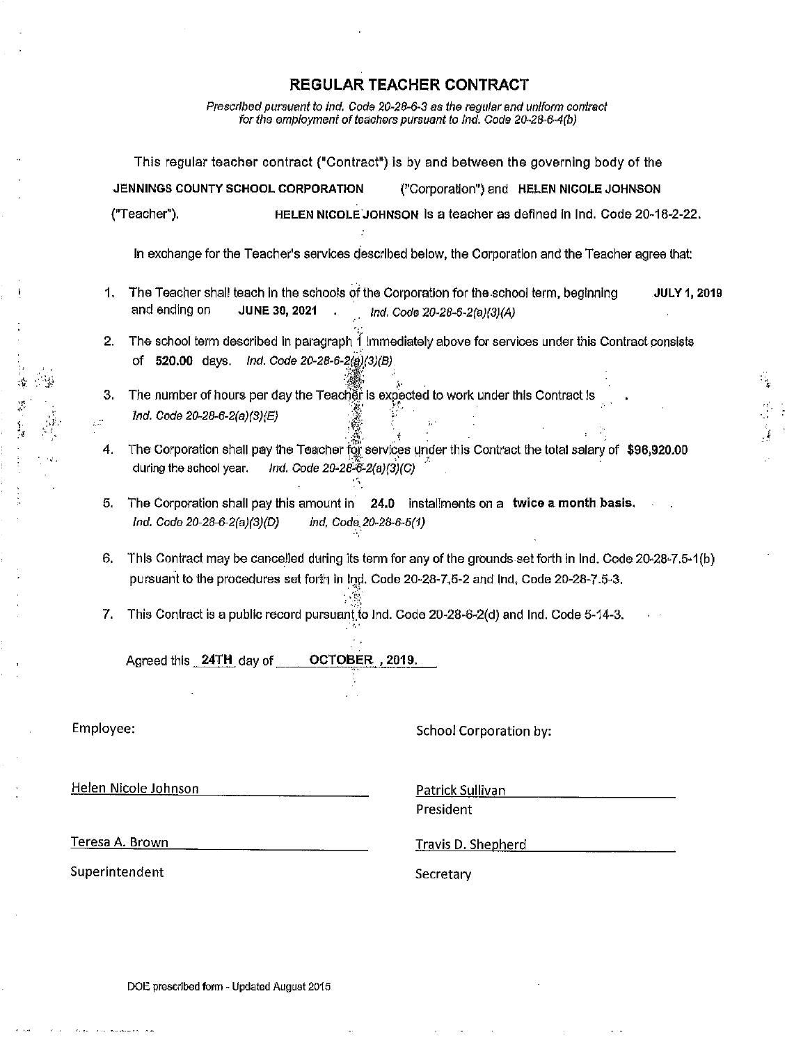# REGULAR TEACHER CONTRACT

*Prescribed pursuant to Ind. Code 20-28-6-3 as the regular and uniform contract for the employment of teachers pursuant to Ind. Code 20-28-6-4(b)*

This regular teacher contract ("Contract") is by and between the governing body of the **JENNINGS COUNTY SCHOOL CORPORATION** ("Corporation") and **HELEN NICOLE JOHNSON** ("Teacher"). **HELEN NICOLE JOHNSON** is a teacher as defined in Ind. Code 20-18-2-22.

In exchange for the Teacher's services described below, the Corporation and the Teacher agree that:

1. The Teacher shall teach in the schools of the Corporation for the school term, beginning **JULY 1, 2019** and ending on **JUNE 30, 2021** . *Ind. Code 20-28-6-2(a)(3)(A)*
2. The school term described in paragraph 1 immediately above for services under this Contract consists of **520.00** days. *Ind. Code 20-28-6-2(a)(3)(B)*
3. The number of hours per day the Teacher is expected to work under this Contract is . *Ind. Code 20-28-6-2(a)(3)(E)*
4. The Corporation shall pay the Teacher for services under this Contract the total salary of **$96,920.00** during the school year. *Ind. Code 20-28-6-2(a)(3)(C)*
5. The Corporation shall pay this amount in **24.0** installments on a **twice a month basis.** *Ind. Code 20-28-6-2(a)(3)(D) Ind. Code 20-28-6-5(1)*
6. This Contract may be cancelled during its term for any of the grounds set forth in Ind. Code 20-28-7.5-1(b) pursuant to the procedures set forth in Ind. Code 20-28-7.5-2 and Ind. Code 20-28-7.5-3.
7. This Contract is a public record pursuant to Ind. Code 20-28-6-2(d) and Ind. Code 5-14-3.

Agreed this **24TH** day of **OCTOBER , 2019.**

Employee:

Helen Nicole Johnson

Teresa A. Brown
Superintendent

School Corporation by:

Patrick Sullivan
President

Travis D. Shepherd
Secretary

DOE prescribed form - Updated August 2015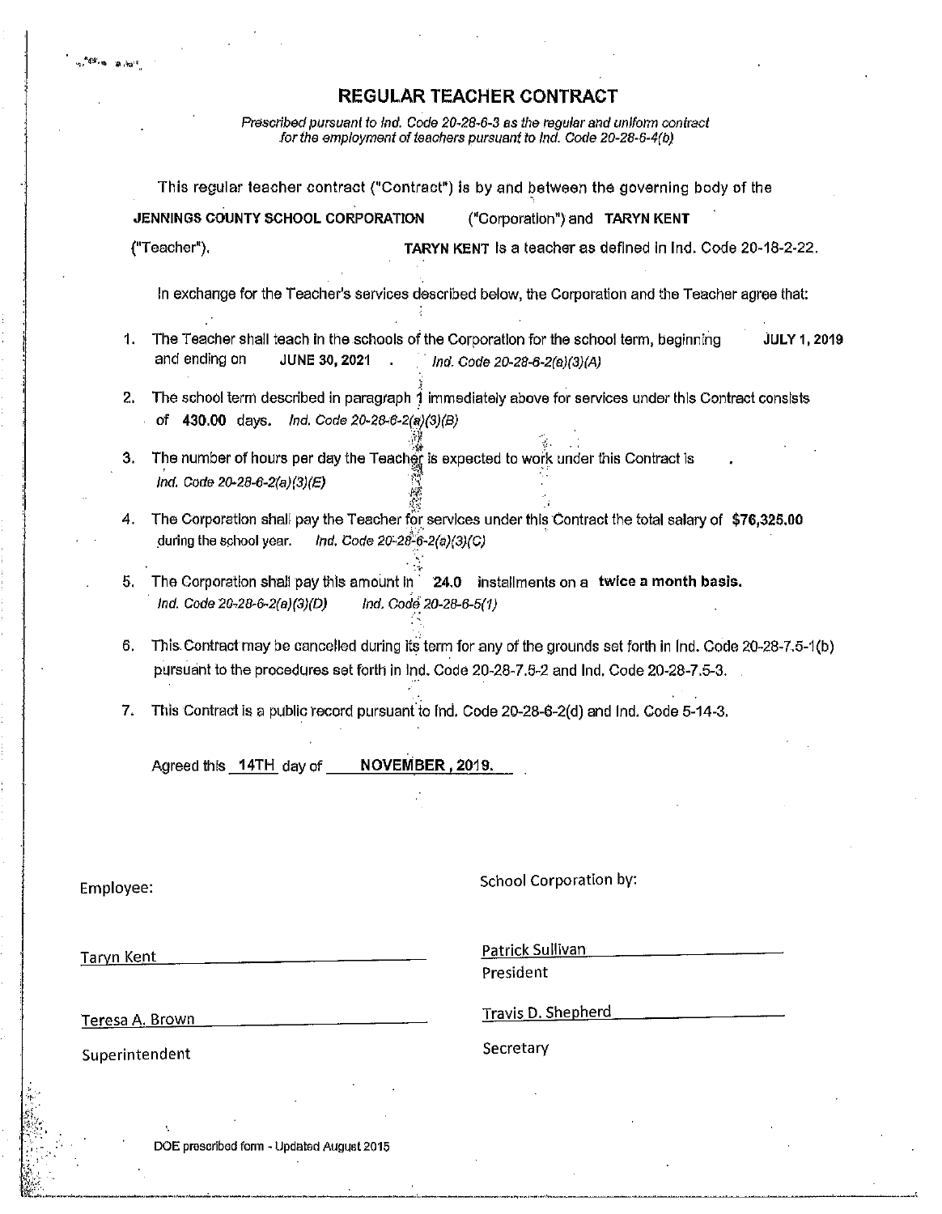# REGULAR TEACHER CONTRACT

*Prescribed pursuant to Ind. Code 20-28-6-3 as the regular and uniform contract for the employment of teachers pursuant to Ind. Code 20-28-6-4(b)*

This regular teacher contract ("Contract") is by and between the governing body of the **JENNINGS COUNTY SCHOOL CORPORATION** ("Corporation") and **TARYN KENT** ("Teacher"). **TARYN KENT** is a teacher as defined in Ind. Code 20-18-2-22.

In exchange for the Teacher's services described below, the Corporation and the Teacher agree that:

1. The Teacher shall teach in the schools of the Corporation for the school term, beginning **JULY 1, 2019** and ending on **JUNE 30, 2021** . *Ind. Code 20-28-6-2(a)(3)(A)*
2. The school term described in paragraph 1 immediately above for services under this Contract consists of **430.00** days. *Ind. Code 20-28-6-2(a)(3)(B)*
3. The number of hours per day the Teacher is expected to work under this Contract is . *Ind. Code 20-28-6-2(a)(3)(E)*
4. The Corporation shall pay the Teacher for services under this Contract the total salary of **$76,325.00** during the school year. *Ind. Code 20-28-6-2(a)(3)(C)*
5. The Corporation shall pay this amount in **24.0** installments on a **twice a month basis.** *Ind. Code 20-28-6-2(a)(3)(D)* *Ind. Code 20-28-6-5(1)*
6. This Contract may be cancelled during its term for any of the grounds set forth in Ind. Code 20-28-7.5-1(b) pursuant to the procedures set forth in Ind. Code 20-28-7.5-2 and Ind. Code 20-28-7.5-3.
7. This Contract is a public record pursuant to Ind. Code 20-28-6-2(d) and Ind. Code 5-14-3.

Agreed this **14TH** day of **NOVEMBER , 2019.**

Employee:

Taryn Kent

Teresa A. Brown
Superintendent

School Corporation by:

Patrick Sullivan
President

Travis D. Shepherd
Secretary

DOE prescribed form - Updated August 2015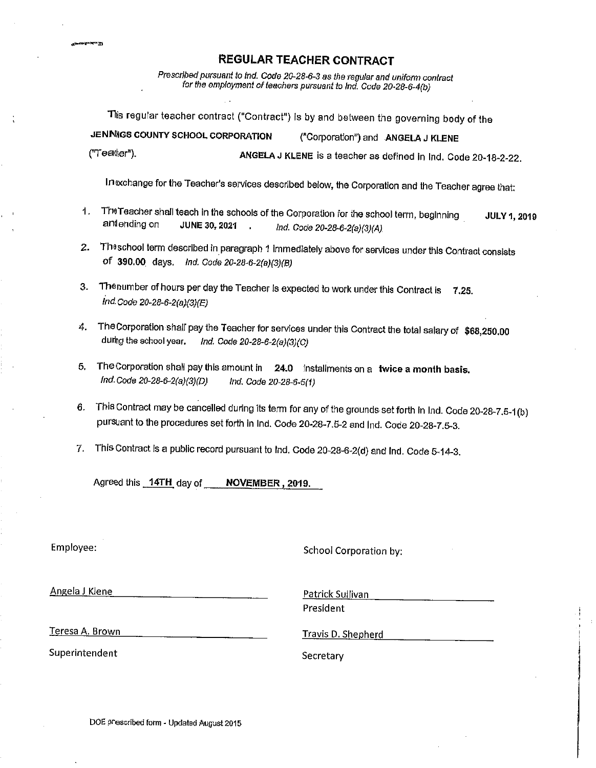# REGULAR TEACHER CONTRACT

*Prescribed pursuant to Ind. Code 20-28-6-3 as the regular and uniform contract for the employment of teachers pursuant to Ind. Code 20-28-6-4(b)*

This regular teacher contract ("Contract") is by and between the governing body of the **JENNINGS COUNTY SCHOOL CORPORATION** ("Corporation") and **ANGELA J KLENE** ("Teacher"). **ANGELA J KLENE** is a teacher as defined in Ind. Code 20-18-2-22.

In exchange for the Teacher's services described below, the Corporation and the Teacher agree that:

1. The Teacher shall teach in the schools of the Corporation for the school term, beginning **JULY 1, 2019** and ending on **JUNE 30, 2021** . *Ind. Code 20-28-6-2(a)(3)(A)*
2. The school term described in paragraph 1 immediately above for services under this Contract consists of **390.00** days. *Ind. Code 20-28-6-2(a)(3)(B)*
3. The number of hours per day the Teacher is expected to work under this Contract is **7.25**. *Ind. Code 20-28-6-2(a)(3)(E)*
4. The Corporation shall pay the Teacher for services under this Contract the total salary of **$68,250.00** during the school year. *Ind. Code 20-28-6-2(a)(3)(C)*
5. The Corporation shall pay this amount in **24.0** installments on a **twice a month basis.** *Ind. Code 20-28-6-2(a)(3)(D)* *Ind. Code 20-28-6-5(1)*
6. This Contract may be cancelled during its term for any of the grounds set forth in Ind. Code 20-28-7.5-1(b) pursuant to the procedures set forth in Ind. Code 20-28-7.5-2 and Ind. Code 20-28-7.5-3.
7. This Contract is a public record pursuant to Ind. Code 20-28-6-2(d) and Ind. Code 5-14-3.

Agreed this **14TH** day of **NOVEMBER , 2019.**

Employee:

Angela J Klene

Teresa A. Brown
Superintendent

School Corporation by:

Patrick Sullivan
President

Travis D. Shepherd
Secretary

DOE prescribed form - Updated August 2015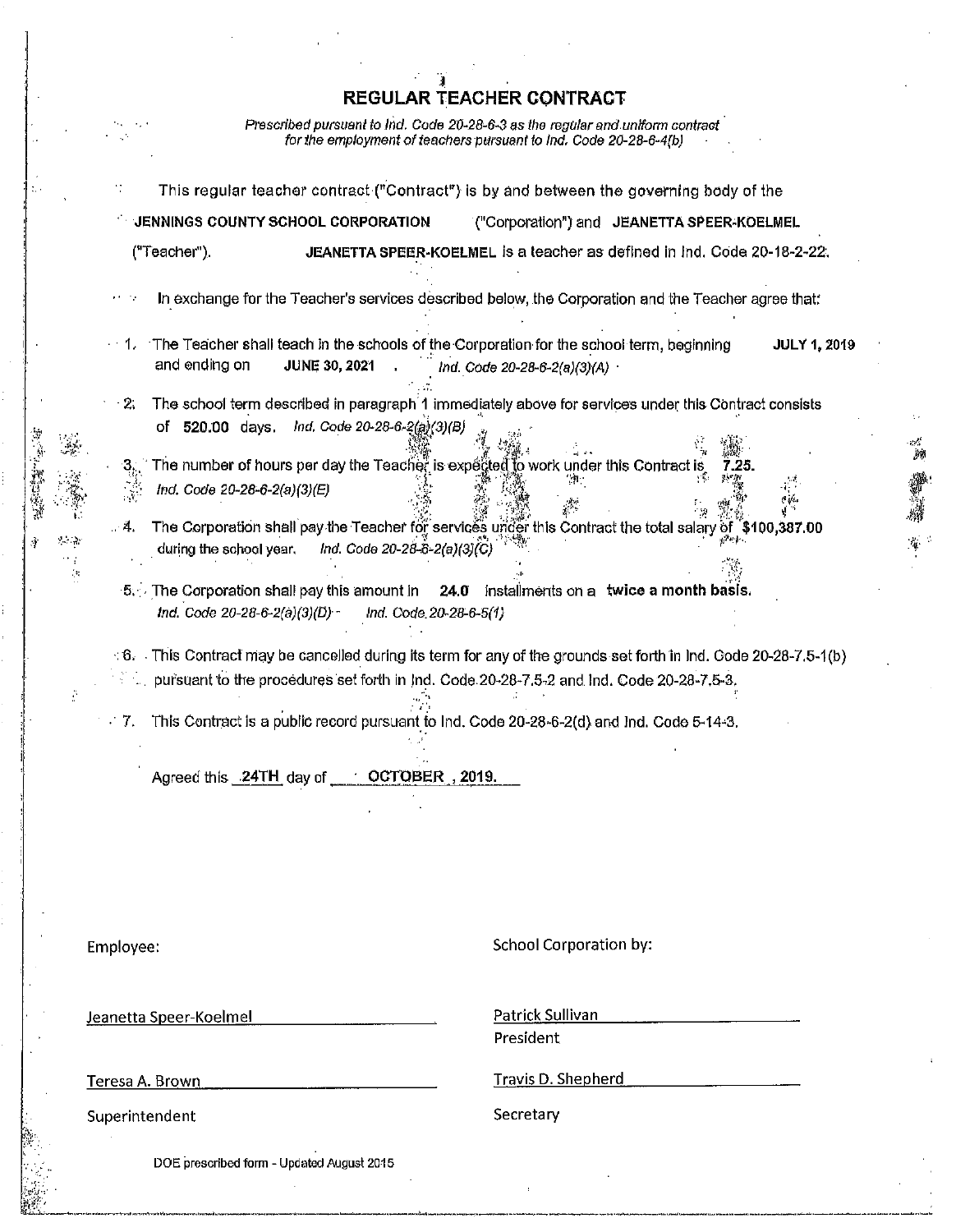# REGULAR TEACHER CONTRACT

*Prescribed pursuant to Ind. Code 20-28-6-3 as the regular and uniform contract for the employment of teachers pursuant to Ind. Code 20-28-6-4(b)*

This regular teacher contract ("Contract") is by and between the governing body of the **JENNINGS COUNTY SCHOOL CORPORATION** ("Corporation") and **JEANETTA SPEER-KOELMEL** ("Teacher"). **JEANETTA SPEER-KOELMEL** is a teacher as defined in Ind. Code 20-18-2-22.

In exchange for the Teacher's services described below, the Corporation and the Teacher agree that:

1. The Teacher shall teach in the schools of the Corporation for the school term, beginning **JULY 1, 2019** and ending on **JUNE 30, 2021**. *Ind. Code 20-28-6-2(a)(3)(A)*
2. The school term described in paragraph 1 immediately above for services under this Contract consists of **520.00** days. *Ind. Code 20-28-6-2(a)(3)(B)*
3. The number of hours per day the Teacher is expected to work under this Contract is **7.25**. *Ind. Code 20-28-6-2(a)(3)(E)*
4. The Corporation shall pay the Teacher for services under this Contract the total salary of **$100,387.00** during the school year. *Ind. Code 20-28-6-2(a)(3)(C)*
5. The Corporation shall pay this amount in **24.0** installments on a **twice a month basis.** *Ind. Code 20-28-6-2(a)(3)(D) Ind. Code 20-28-6-5(1)*
6. This Contract may be cancelled during its term for any of the grounds set forth in Ind. Code 20-28-7.5-1(b) pursuant to the procedures set forth in Ind. Code 20-28-7.5-2 and Ind. Code 20-28-7.5-3.
7. This Contract is a public record pursuant to Ind. Code 20-28-6-2(d) and Ind. Code 5-14-3.

Agreed this **24TH** day of **OCTOBER, 2019.**

Employee:

Jeanetta Speer-Koelmel

Teresa A. Brown
Superintendent

School Corporation by:

Patrick Sullivan
President

Travis D. Shepherd
Secretary

DOE prescribed form - Updated August 2015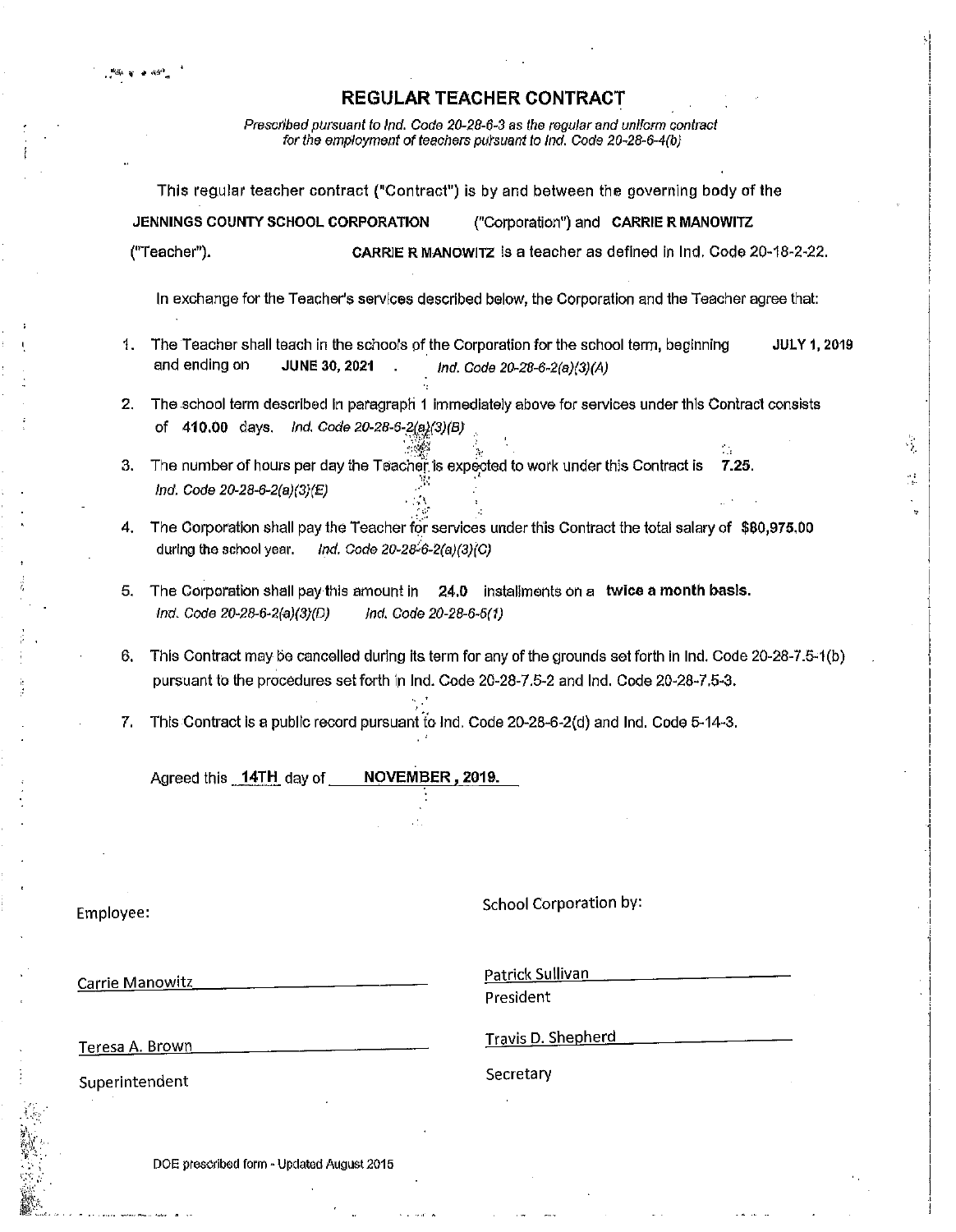# REGULAR TEACHER CONTRACT

*Prescribed pursuant to Ind. Code 20-28-6-3 as the regular and uniform contract for the employment of teachers pursuant to Ind. Code 20-28-6-4(b)*

This regular teacher contract ("Contract") is by and between the governing body of the **JENNINGS COUNTY SCHOOL CORPORATION** ("Corporation") and **CARRIE R MANOWITZ** ("Teacher"). **CARRIE R MANOWITZ** is a teacher as defined in Ind. Code 20-18-2-22.

In exchange for the Teacher's services described below, the Corporation and the Teacher agree that:

1. The Teacher shall teach in the schools of the Corporation for the school term, beginning **JULY 1, 2019** and ending on **JUNE 30, 2021**. *Ind. Code 20-28-6-2(a)(3)(A)*
2. The school term described in paragraph 1 immediately above for services under this Contract consists of **410.00** days. *Ind. Code 20-28-6-2(a)(3)(B)*
3. The number of hours per day the Teacher is expected to work under this Contract is **7.25**. *Ind. Code 20-28-6-2(a)(3)(E)*
4. The Corporation shall pay the Teacher for services under this Contract the total salary of **$80,975.00** during the school year. *Ind. Code 20-28-6-2(a)(3)(C)*
5. The Corporation shall pay this amount in **24.0** installments on a **twice a month basis.** *Ind. Code 20-28-6-2(a)(3)(D)* *Ind. Code 20-28-6-5(1)*
6. This Contract may be cancelled during its term for any of the grounds set forth in Ind. Code 20-28-7.5-1(b) pursuant to the procedures set forth in Ind. Code 20-28-7.5-2 and Ind. Code 20-28-7.5-3.
7. This Contract is a public record pursuant to Ind. Code 20-28-6-2(d) and Ind. Code 5-14-3.

Agreed this **14TH** day of **NOVEMBER, 2019.**

Employee:

Carrie Manowitz

Teresa A. Brown
Superintendent

School Corporation by:

Patrick Sullivan
President

Travis D. Shepherd
Secretary

DOE prescribed form - Updated August 2015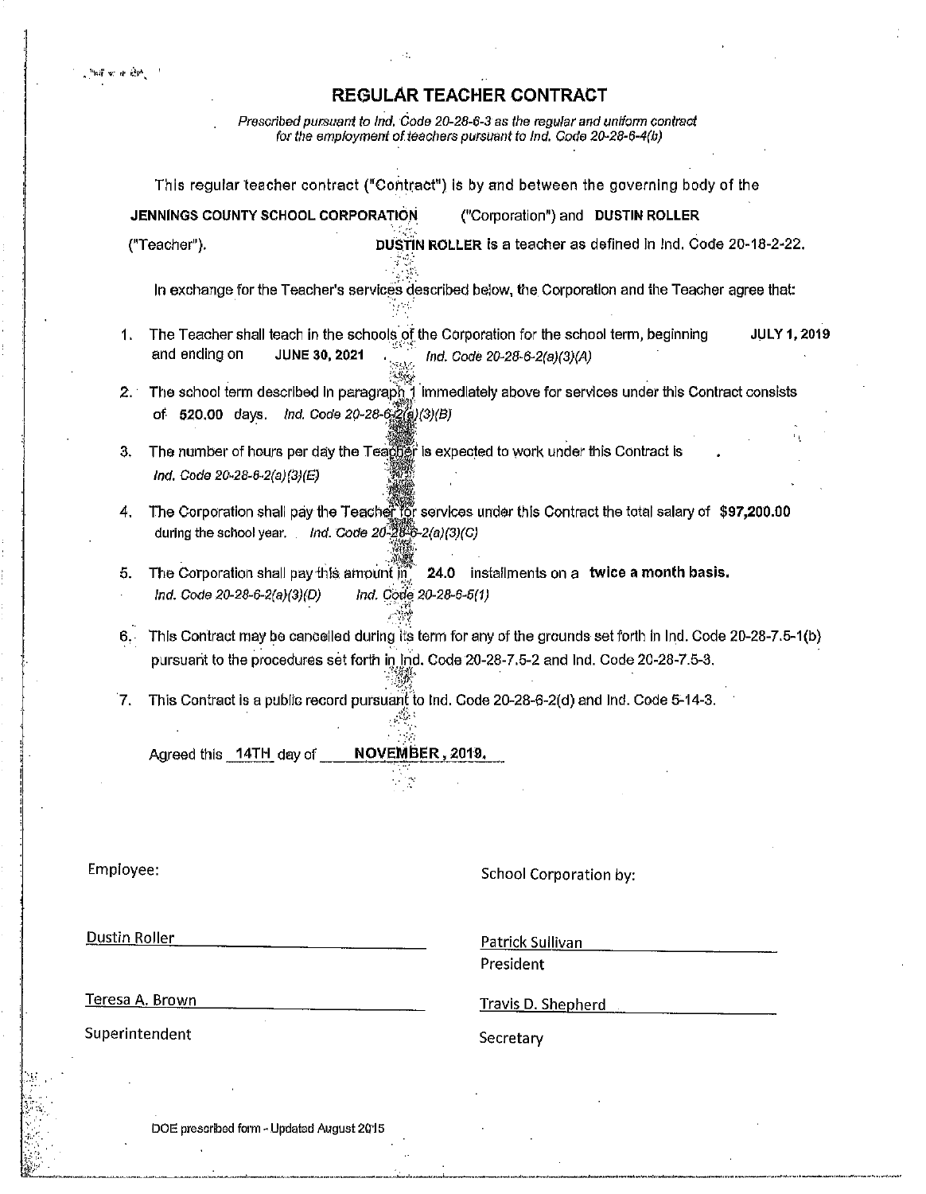# REGULAR TEACHER CONTRACT

*Prescribed pursuant to Ind. Code 20-28-6-3 as the regular and uniform contract for the employment of teachers pursuant to Ind. Code 20-28-6-4(b)*

This regular teacher contract ("Contract") is by and between the governing body of the **JENNINGS COUNTY SCHOOL CORPORATION** ("Corporation") and **DUSTIN ROLLER** ("Teacher"). **DUSTIN ROLLER** is a teacher as defined in Ind. Code 20-18-2-22.

In exchange for the Teacher's services described below, the Corporation and the Teacher agree that:

1. The Teacher shall teach in the schools of the Corporation for the school term, beginning **JULY 1, 2019** and ending on **JUNE 30, 2021**. *Ind. Code 20-28-6-2(a)(3)(A)*
2. The school term described in paragraph 1 immediately above for services under this Contract consists of **520.00** days. *Ind. Code 20-28-6-2(a)(3)(B)*
3. The number of hours per day the Teacher is expected to work under this Contract is . *Ind. Code 20-28-6-2(a)(3)(E)*
4. The Corporation shall pay the Teacher for services under this Contract the total salary of **$97,200.00** during the school year. *Ind. Code 20-28-6-2(a)(3)(C)*
5. The Corporation shall pay this amount in **24.0** installments on a **twice a month basis.** *Ind. Code 20-28-6-2(a)(3)(D) Ind. Code 20-28-6-5(1)*
6. This Contract may be cancelled during its term for any of the grounds set forth in Ind. Code 20-28-7.5-1(b) pursuant to the procedures set forth in Ind. Code 20-28-7.5-2 and Ind. Code 20-28-7.5-3.
7. This Contract is a public record pursuant to Ind. Code 20-28-6-2(d) and Ind. Code 5-14-3.

Agreed this 14TH day of **NOVEMBER, 2019.**

| Employee: | School Corporation by: |
|---|---|
| Dustin Roller | Patrick Sullivan<br>President |
| Teresa A. Brown<br>Superintendent | Travis D. Shepherd<br>Secretary |

DOE prescribed form - Updated August 2015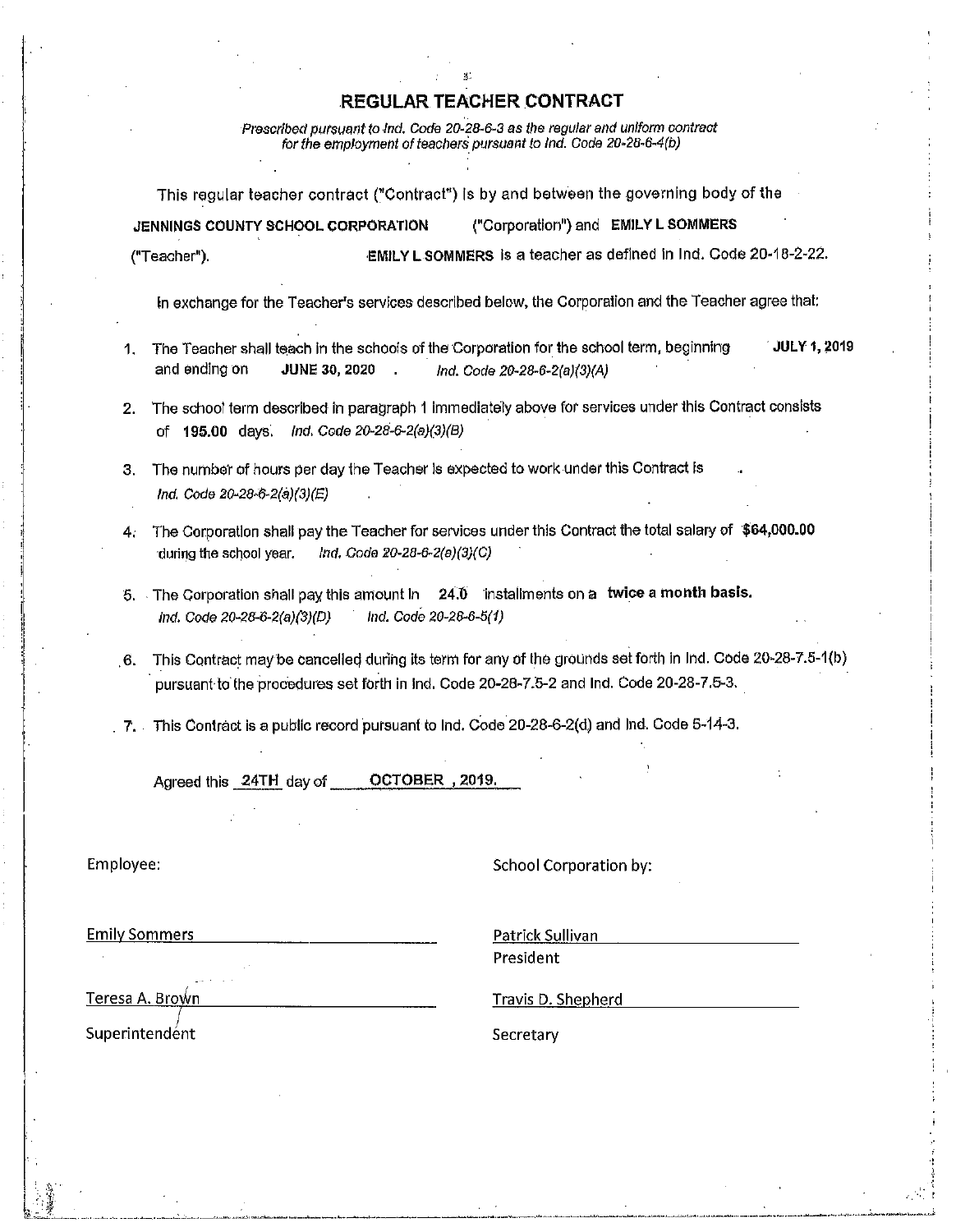# REGULAR TEACHER CONTRACT

*Prescribed pursuant to Ind. Code 20-28-6-3 as the regular and uniform contract for the employment of teachers pursuant to Ind. Code 20-28-6-4(b)*

This regular teacher contract ("Contract") is by and between the governing body of the **JENNINGS COUNTY SCHOOL CORPORATION** ("Corporation") and **EMILY L SOMMERS** ("Teacher"). **EMILY L SOMMERS** is a teacher as defined in Ind. Code 20-18-2-22.

In exchange for the Teacher's services described below, the Corporation and the Teacher agree that:

1. The Teacher shall teach in the schools of the Corporation for the school term, beginning **JULY 1, 2019** and ending on **JUNE 30, 2020** . *Ind. Code 20-28-6-2(a)(3)(A)*

2. The school term described in paragraph 1 immediately above for services under this Contract consists of **195.00** days. *Ind. Code 20-28-6-2(a)(3)(B)*

3. The number of hours per day the Teacher is expected to work under this Contract is . *Ind. Code 20-28-6-2(a)(3)(E)*

4. The Corporation shall pay the Teacher for services under this Contract the total salary of **$64,000.00** during the school year. *Ind. Code 20-28-6-2(a)(3)(C)*

5. The Corporation shall pay this amount in **24.0** installments on a **twice a month basis.** *Ind. Code 20-28-6-2(a)(3)(D) Ind. Code 20-28-6-5(1)*

6. This Contract may be cancelled during its term for any of the grounds set forth in Ind. Code 20-28-7.5-1(b) pursuant to the procedures set forth in Ind. Code 20-28-7.5-2 and Ind. Code 20-28-7.5-3.

7. This Contract is a public record pursuant to Ind. Code 20-28-6-2(d) and Ind. Code 5-14-3.

Agreed this **24TH** day of **OCTOBER , 2019.**

Employee:

Emily Sommers

Teresa A. Brown
Superintendent

School Corporation by:

Patrick Sullivan
President

Travis D. Shepherd
Secretary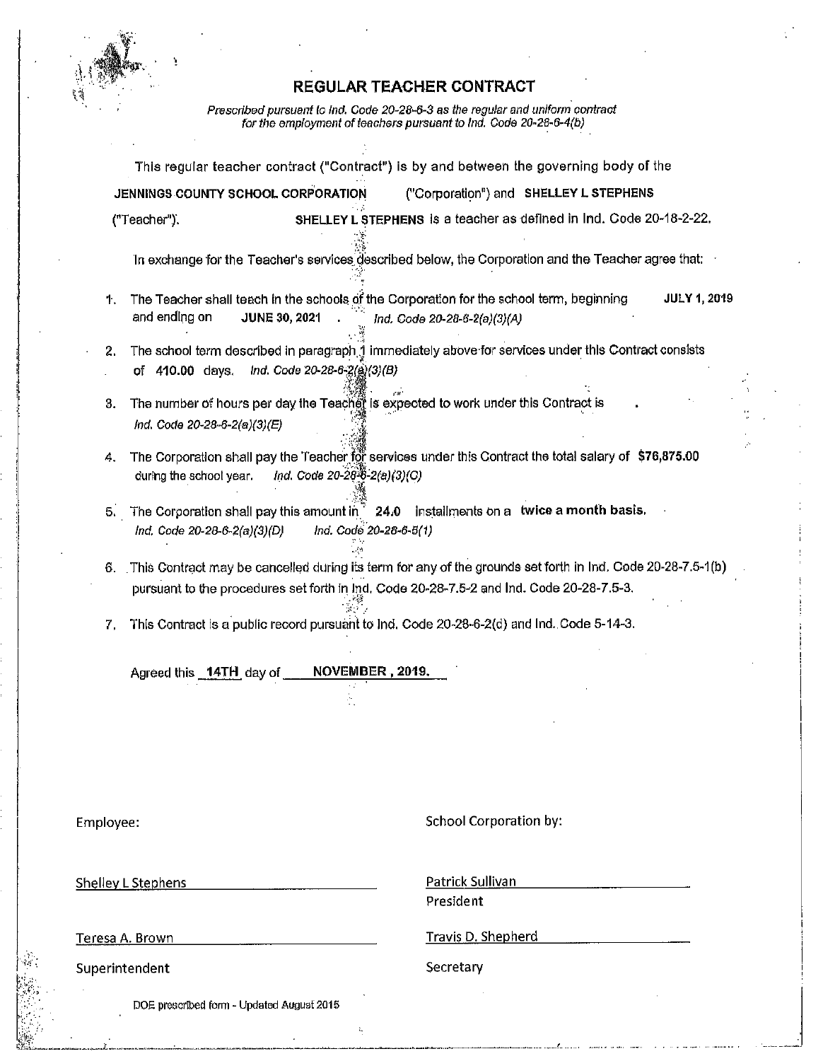# REGULAR TEACHER CONTRACT

*Prescribed pursuant to Ind. Code 20-28-6-3 as the regular and uniform contract for the employment of teachers pursuant to Ind. Code 20-28-6-4(b)*

This regular teacher contract ("Contract") is by and between the governing body of the **JENNINGS COUNTY SCHOOL CORPORATION** ("Corporation") and **SHELLEY L STEPHENS** ("Teacher"). **SHELLEY L STEPHENS** is a teacher as defined in Ind. Code 20-18-2-22.

In exchange for the Teacher's services described below, the Corporation and the Teacher agree that:

1. The Teacher shall teach in the schools of the Corporation for the school term, beginning **JULY 1, 2019** and ending on **JUNE 30, 2021** . *Ind. Code 20-28-6-2(a)(3)(A)*
2. The school term described in paragraph 1 immediately above for services under this Contract consists of **410.00** days. *Ind. Code 20-28-6-2(a)(3)(B)*
3. The number of hours per day the Teacher is expected to work under this Contract is . *Ind. Code 20-28-6-2(a)(3)(E)*
4. The Corporation shall pay the Teacher for services under this Contract the total salary of **$76,875.00** during the school year. *Ind. Code 20-28-6-2(a)(3)(C)*
5. The Corporation shall pay this amount in **24.0** installments on a **twice a month basis.** *Ind. Code 20-28-6-2(a)(3)(D)* *Ind. Code 20-28-6-5(1)*
6. This Contract may be cancelled during its term for any of the grounds set forth in Ind. Code 20-28-7.5-1(b) pursuant to the procedures set forth in Ind. Code 20-28-7.5-2 and Ind. Code 20-28-7.5-3.
7. This Contract is a public record pursuant to Ind. Code 20-28-6-2(d) and Ind. Code 5-14-3.

Agreed this **14TH** day of **NOVEMBER , 2019.**

| Employee: | School Corporation by: |
|---|---|
| Shelley L Stephens | Patrick Sullivan |
| | President |
| Teresa A. Brown | Travis D. Shepherd |
| Superintendent | Secretary |

DOE prescribed form - Updated August 2015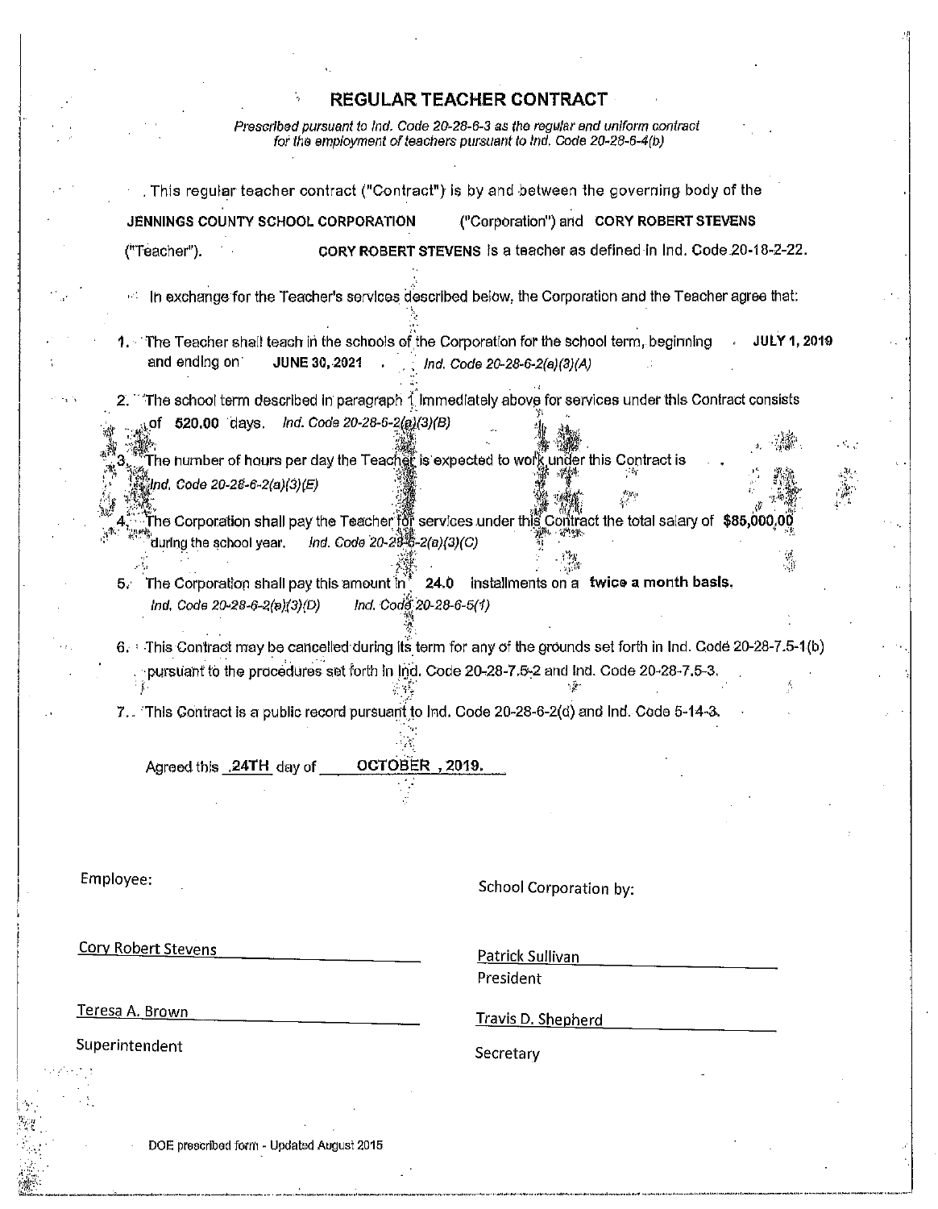# REGULAR TEACHER CONTRACT

*Prescribed pursuant to Ind. Code 20-28-6-3 as the regular and uniform contract for the employment of teachers pursuant to Ind. Code 20-28-6-4(b)*

This regular teacher contract ("Contract") is by and between the governing body of the **JENNINGS COUNTY SCHOOL CORPORATION** ("Corporation") and **CORY ROBERT STEVENS** ("Teacher"). **CORY ROBERT STEVENS** is a teacher as defined in Ind. Code 20-18-2-22.

In exchange for the Teacher's services described below, the Corporation and the Teacher agree that:

1. The Teacher shall teach in the schools of the Corporation for the school term, beginning **JULY 1, 2019** and ending on **JUNE 30, 2021**. *Ind. Code 20-28-6-2(a)(3)(A)*

2. The school term described in paragraph 1 immediately above for services under this Contract consists of **520.00** days. *Ind. Code 20-28-6-2(a)(3)(B)*

3. The number of hours per day the Teacher is expected to work under this Contract is . *Ind. Code 20-28-6-2(a)(3)(E)*

4. The Corporation shall pay the Teacher for services under this Contract the total salary of **$85,000.00** during the school year. *Ind. Code 20-28-6-2(a)(3)(C)*

5. The Corporation shall pay this amount in **24.0** installments on a **twice a month basis.** *Ind. Code 20-28-6-2(a)(3)(D)* *Ind. Code 20-28-6-5(1)*

6. This Contract may be cancelled during its term for any of the grounds set forth in Ind. Code 20-28-7.5-1(b) pursuant to the procedures set forth in Ind. Code 20-28-7.5-2 and Ind. Code 20-28-7.5-3.

7. This Contract is a public record pursuant to Ind. Code 20-28-6-2(d) and Ind. Code 5-14-3.

Agreed this **24TH** day of **OCTOBER, 2019.**

Employee:

Cory Robert Stevens

Teresa A. Brown
Superintendent

School Corporation by:

Patrick Sullivan
President

Travis D. Shepherd
Secretary

DOE prescribed form - Updated August 2015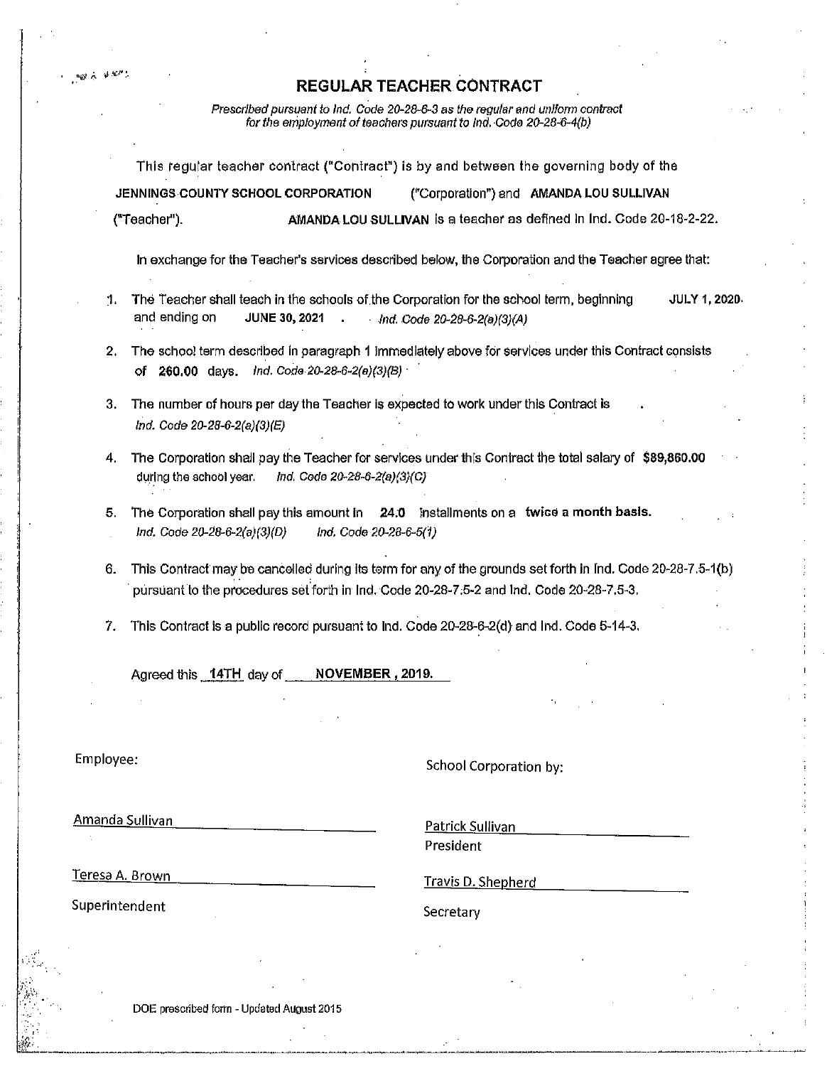# REGULAR TEACHER CONTRACT

*Prescribed pursuant to Ind. Code 20-28-6-3 as the regular and uniform contract for the employment of teachers pursuant to Ind. Code 20-28-6-4(b)*

This regular teacher contract ("Contract") is by and between the governing body of the **JENNINGS COUNTY SCHOOL CORPORATION** ("Corporation") and **AMANDA LOU SULLIVAN** ("Teacher"). **AMANDA LOU SULLIVAN** is a teacher as defined in Ind. Code 20-18-2-22.

In exchange for the Teacher's services described below, the Corporation and the Teacher agree that:

1. The Teacher shall teach in the schools of the Corporation for the school term, beginning **JULY 1, 2020** and ending on **JUNE 30, 2021** . *Ind. Code 20-28-6-2(a)(3)(A)*
2. The school term described in paragraph 1 immediately above for services under this Contract consists of **260.00** days. *Ind. Code 20-28-6-2(a)(3)(B)*
3. The number of hours per day the Teacher is expected to work under this Contract is . *Ind. Code 20-28-6-2(a)(3)(E)*
4. The Corporation shall pay the Teacher for services under this Contract the total salary of **$89,860.00** during the school year. *Ind. Code 20-28-6-2(a)(3)(C)*
5. The Corporation shall pay this amount in **24.0** installments on a **twice a month basis.** *Ind. Code 20-28-6-2(a)(3)(D) Ind. Code 20-28-6-5(1)*
6. This Contract may be cancelled during its term for any of the grounds set forth in Ind. Code 20-28-7.5-1(b) pursuant to the procedures set forth in Ind. Code 20-28-7.5-2 and Ind. Code 20-28-7.5-3.
7. This Contract is a public record pursuant to Ind. Code 20-28-6-2(d) and Ind. Code 5-14-3.

Agreed this **14TH** day of **NOVEMBER , 2019.**

| Employee: | School Corporation by: |
|---|---|
| Amanda Sullivan | Patrick Sullivan<br>President |
| Teresa A. Brown<br>Superintendent | Travis D. Shepherd<br>Secretary |

DOE prescribed form - Updated August 2015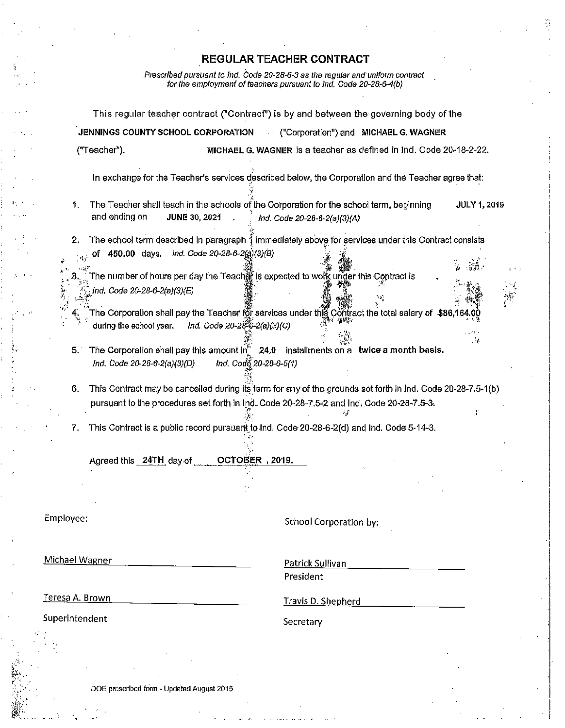# REGULAR TEACHER CONTRACT

*Prescribed pursuant to Ind. Code 20-28-6-3 as the regular and uniform contract for the employment of teachers pursuant to Ind. Code 20-28-6-4(b)*

This regular teacher contract ("Contract") is by and between the governing body of the **JENNINGS COUNTY SCHOOL CORPORATION** ("Corporation") and **MICHAEL G. WAGNER** ("Teacher"). **MICHAEL G. WAGNER** is a teacher as defined in Ind. Code 20-18-2-22.

In exchange for the Teacher's services described below, the Corporation and the Teacher agree that:

1. The Teacher shall teach in the schools of the Corporation for the school term, beginning **JULY 1, 2019** and ending on **JUNE 30, 2021**. *Ind. Code 20-28-6-2(a)(3)(A)*
2. The school term described in paragraph 1 immediately above for services under this Contract consists of **450.00** days. *Ind. Code 20-28-6-2(a)(3)(B)*
3. The number of hours per day the Teacher is expected to work under this Contract is . *Ind. Code 20-28-6-2(a)(3)(E)*
4. The Corporation shall pay the Teacher for services under this Contract the total salary of **$86,164.00** during the school year. *Ind. Code 20-28-6-2(a)(3)(C)*
5. The Corporation shall pay this amount in **24.0** installments on a **twice a month basis.** *Ind. Code 20-28-6-2(a)(3)(D)* *Ind. Code 20-28-6-5(1)*
6. This Contract may be cancelled during its term for any of the grounds set forth in Ind. Code 20-28-7.5-1(b) pursuant to the procedures set forth in Ind. Code 20-28-7.5-2 and Ind. Code 20-28-7.5-3.
7. This Contract is a public record pursuant to Ind. Code 20-28-6-2(d) and Ind. Code 5-14-3.

Agreed this **24TH** day of **OCTOBER, 2019.**

Employee:

Michael Wagner

Teresa A. Brown
Superintendent

School Corporation by:

Patrick Sullivan
President

Travis D. Shepherd
Secretary

DOE prescribed form - Updated August 2015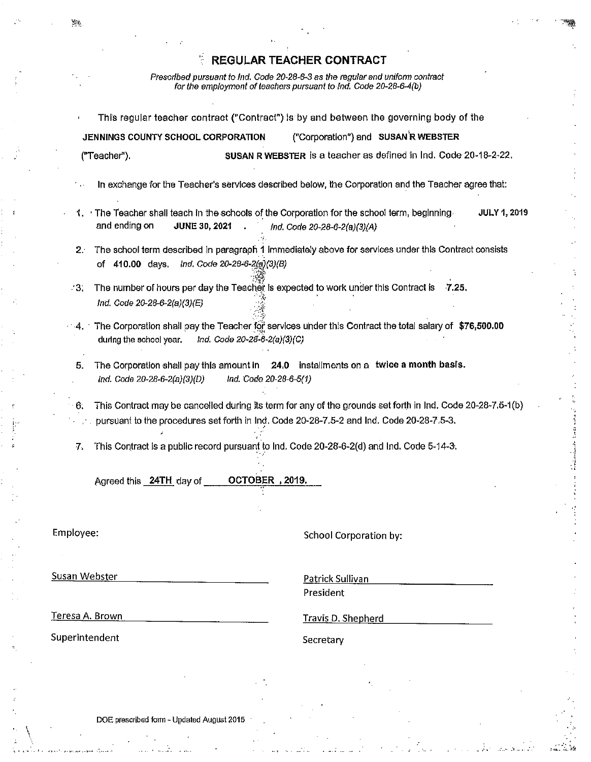# REGULAR TEACHER CONTRACT

*Prescribed pursuant to Ind. Code 20-28-6-3 as the regular and uniform contract for the employment of teachers pursuant to Ind. Code 20-28-6-4(b)*

This regular teacher contract ("Contract") is by and between the governing body of the **JENNINGS COUNTY SCHOOL CORPORATION** ("Corporation") and **SUSAN R WEBSTER** ("Teacher"). **SUSAN R WEBSTER** is a teacher as defined in Ind. Code 20-18-2-22.

In exchange for the Teacher's services described below, the Corporation and the Teacher agree that:

1. The Teacher shall teach in the schools of the Corporation for the school term, beginning **JULY 1, 2019** and ending on **JUNE 30, 2021** . *Ind. Code 20-28-6-2(a)(3)(A)*
2. The school term described in paragraph 1 immediately above for services under this Contract consists of **410.00** days. *Ind. Code 20-28-6-2(a)(3)(B)*
3. The number of hours per day the Teacher is expected to work under this Contract is **7.25.** *Ind. Code 20-28-6-2(a)(3)(E)*
4. The Corporation shall pay the Teacher for services under this Contract the total salary of **$76,500.00** during the school year. *Ind. Code 20-28-6-2(a)(3)(C)*
5. The Corporation shall pay this amount in **24.0** installments on a **twice a month basis.** *Ind. Code 20-28-6-2(a)(3)(D)* *Ind. Code 20-28-6-5(1)*
6. This Contract may be cancelled during its term for any of the grounds set forth in Ind. Code 20-28-7.5-1(b) pursuant to the procedures set forth in Ind. Code 20-28-7.5-2 and Ind. Code 20-28-7.5-3.
7. This Contract is a public record pursuant to Ind. Code 20-28-6-2(d) and Ind. Code 5-14-3.

Agreed this **24TH** day of **OCTOBER , 2019.**

Employee:

Susan Webster

Teresa A. Brown
Superintendent

School Corporation by:

Patrick Sullivan
President

Travis D. Shepherd
Secretary

DOE prescribed form - Updated August 2015